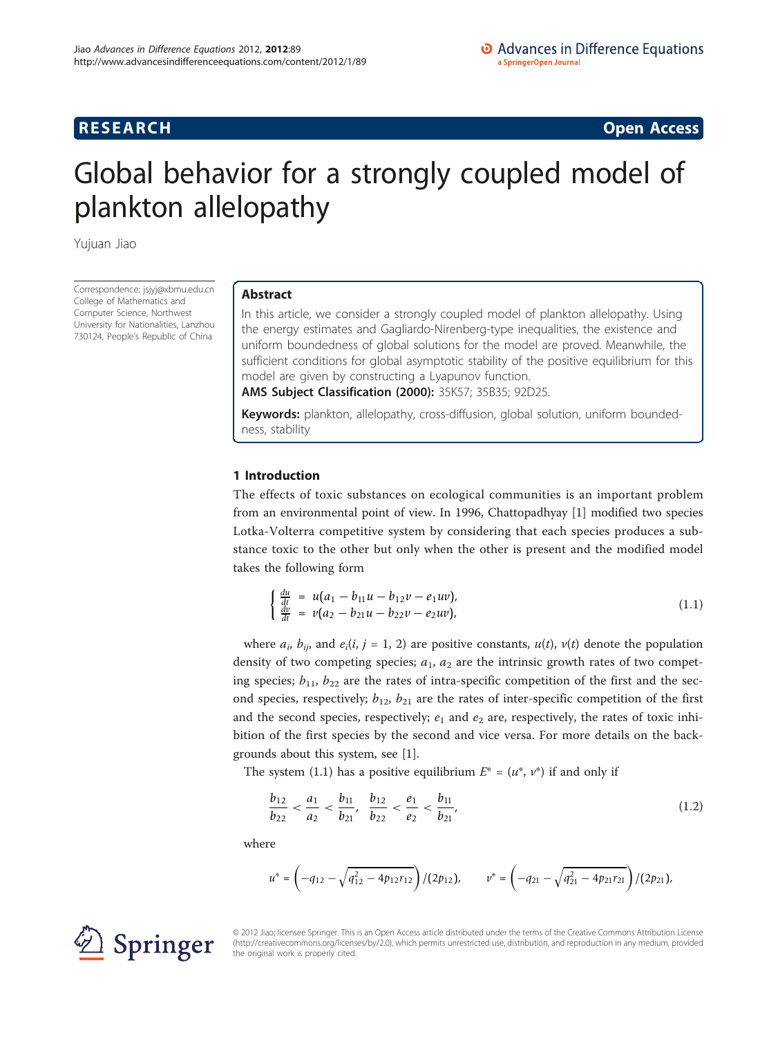**RESEARCH** **Open Access**

# Global behavior for a strongly coupled model of plankton allelopathy

Yujuan Jiao

Correspondence: jsjyj@xbmu.edu.cn
College of Mathematics and Computer Science, Northwest University for Nationalities, Lanzhou 730124, People's Republic of China

## Abstract

In this article, we consider a strongly coupled model of plankton allelopathy. Using the energy estimates and Gagliardo-Nirenberg-type inequalities, the existence and uniform boundedness of global solutions for the model are proved. Meanwhile, the sufficient conditions for global asymptotic stability of the positive equilibrium for this model are given by constructing a Lyapunov function.

**AMS Subject Classification (2000):** 35K57; 35B35; 92D25.

**Keywords:** plankton, allelopathy, cross-diffusion, global solution, uniform boundedness, stability

## 1 Introduction

The effects of toxic substances on ecological communities is an important problem from an environmental point of view. In 1996, Chattopadhyay [1] modified two species Lotka-Volterra competitive system by considering that each species produces a substance toxic to the other but only when the other is present and the modified model takes the following form

$$\begin{cases} \frac{du}{dt} = u(a_1 - b_{11}u - b_{12}v - e_1uv), \\ \frac{dv}{dt} = v(a_2 - b_{21}u - b_{22}v - e_2uv), \end{cases} \tag{1.1}$$

where $a_i$, $b_{ij}$, and $e_i (i, j = 1, 2)$ are positive constants, $u(t)$, $v(t)$ denote the population density of two competing species; $a_1$, $a_2$ are the intrinsic growth rates of two competing species; $b_{11}$, $b_{22}$ are the rates of intra-specific competition of the first and the second species, respectively; $b_{12}$, $b_{21}$ are the rates of inter-specific competition of the first and the second species, respectively; $e_1$ and $e_2$ are, respectively, the rates of toxic inhibition of the first species by the second and vice versa. For more details on the backgrounds about this system, see [1].

The system (1.1) has a positive equilibrium $E^* = (u^*, v^*)$ if and only if

$$\frac{b_{12}}{b_{22}} < \frac{a_1}{a_2} < \frac{b_{11}}{b_{21}}, \quad \frac{b_{12}}{b_{22}} < \frac{e_1}{e_2} < \frac{b_{11}}{b_{21}}, \tag{1.2}$$

where

$$u^* = \left(-q_{12} - \sqrt{q_{12}^2 - 4p_{12}r_{12}}\right)/(2p_{12}), \qquad v^* = \left(-q_{21} - \sqrt{q_{21}^2 - 4p_{21}r_{21}}\right)/(2p_{21}),$$

© 2012 Jiao; licensee Springer. This is an Open Access article distributed under the terms of the Creative Commons Attribution License (http://creativecommons.org/licenses/by/2.0), which permits unrestricted use, distribution, and reproduction in any medium, provided the original work is properly cited.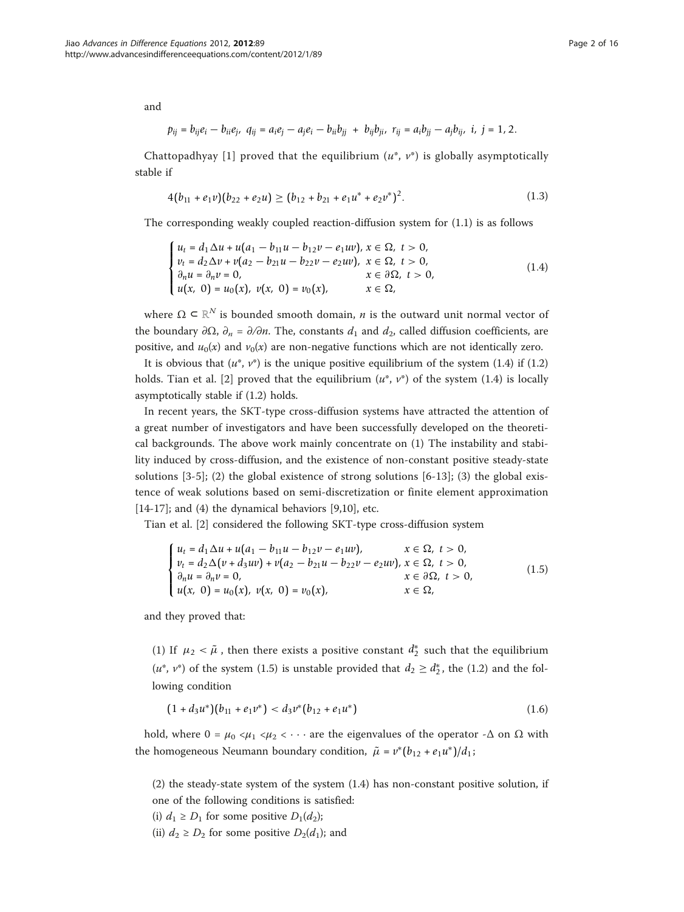and

$$p_{ij} = b_{ij}e_i - b_{ii}e_j,\ q_{ij} = a_ie_j - a_je_i - b_{ii}b_{jj} + b_{ij}b_{ji},\ r_{ij} = a_ib_{jj} - a_jb_{ij},\ i,\ j = 1, 2.$$

Chattopadhyay [1] proved that the equilibrium ($u^*$, $v^*$) is globally asymptotically stable if

$$4(b_{11} + e_1v)(b_{22} + e_2u) \geq (b_{12} + b_{21} + e_1u^* + e_2v^*)^2. \tag{1.3}$$

The corresponding weakly coupled reaction-diffusion system for (1.1) is as follows

$$\begin{cases} u_t = d_1\Delta u + u(a_1 - b_{11}u - b_{12}v - e_1uv), & x \in \Omega,\ t > 0, \\ v_t = d_2\Delta v + v(a_2 - b_{21}u - b_{22}v - e_2uv), & x \in \Omega,\ t > 0, \\ \partial_n u = \partial_n v = 0, & x \in \partial\Omega,\ t > 0, \\ u(x,\ 0) = u_0(x),\ v(x,\ 0) = v_0(x), & x \in \Omega, \end{cases} \tag{1.4}$$

where $\Omega \subset \mathbb{R}^N$ is bounded smooth domain, $n$ is the outward unit normal vector of the boundary $\partial\Omega$, $\partial_n = \partial/\partial n$. The, constants $d_1$ and $d_2$, called diffusion coefficients, are positive, and $u_0(x)$ and $v_0(x)$ are non-negative functions which are not identically zero.

It is obvious that ($u^*$, $v^*$) is the unique positive equilibrium of the system (1.4) if (1.2) holds. Tian et al. [2] proved that the equilibrium ($u^*$, $v^*$) of the system (1.4) is locally asymptotically stable if (1.2) holds.

In recent years, the SKT-type cross-diffusion systems have attracted the attention of a great number of investigators and have been successfully developed on the theoretical backgrounds. The above work mainly concentrate on (1) The instability and stability induced by cross-diffusion, and the existence of non-constant positive steady-state solutions [3-5]; (2) the global existence of strong solutions [6-13]; (3) the global existence of weak solutions based on semi-discretization or finite element approximation [14-17]; and (4) the dynamical behaviors [9,10], etc.

Tian et al. [2] considered the following SKT-type cross-diffusion system

$$\begin{cases} u_t = d_1\Delta u + u(a_1 - b_{11}u - b_{12}v - e_1uv), & x \in \Omega,\ t > 0, \\ v_t = d_2\Delta(v + d_3uv) + v(a_2 - b_{21}u - b_{22}v - e_2uv), & x \in \Omega,\ t > 0, \\ \partial_n u = \partial_n v = 0, & x \in \partial\Omega,\ t > 0, \\ u(x,\ 0) = u_0(x),\ v(x,\ 0) = v_0(x), & x \in \Omega, \end{cases} \tag{1.5}$$

and they proved that:

(1) If $\mu_2 < \tilde{\mu}$, then there exists a positive constant $d_2^*$ such that the equilibrium ($u^*$, $v^*$) of the system (1.5) is unstable provided that $d_2 \geq d_2^*$, the (1.2) and the following condition

$$(1 + d_3u^*)(b_{11} + e_1v^*) < d_3v^*(b_{12} + e_1u^*) \tag{1.6}$$

hold, where $0 = \mu_0 < \mu_1 < \mu_2 < \cdots$ are the eigenvalues of the operator $-\Delta$ on $\Omega$ with the homogeneous Neumann boundary condition, $\tilde{\mu} = v^*(b_{12} + e_1u^*)/d_1$;

(2) the steady-state system of the system (1.4) has non-constant positive solution, if one of the following conditions is satisfied:

(i) $d_1 \geq D_1$ for some positive $D_1(d_2)$;

(ii) $d_2 \geq D_2$ for some positive $D_2(d_1)$; and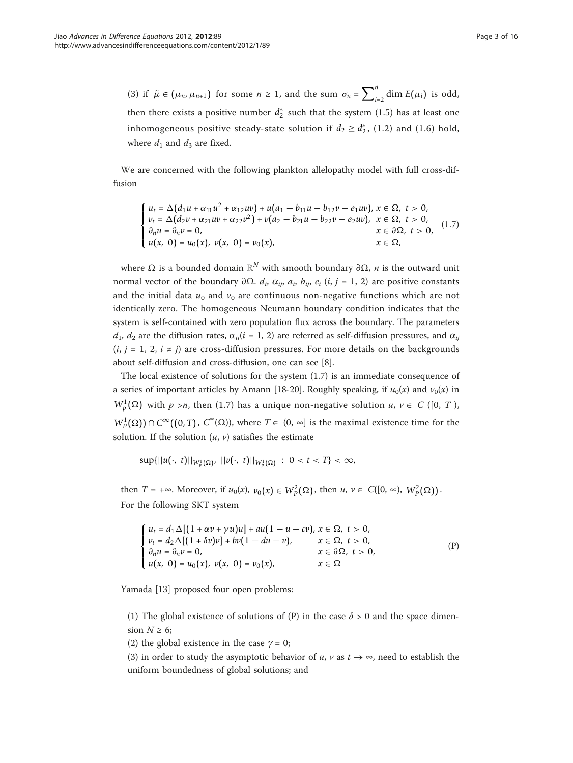(3) if $\tilde{\mu} \in (\mu_n, \mu_{n+1})$ for some $n \geq 1$, and the sum $\sigma_n = \sum_{i=2}^{n} \dim E(\mu_i)$ is odd, then there exists a positive number $d_2^*$ such that the system (1.5) has at least one inhomogeneous positive steady-state solution if $d_2 \geq d_2^*$, (1.2) and (1.6) hold, where $d_1$ and $d_3$ are fixed.

We are concerned with the following plankton allelopathy model with full cross-diffusion

$$
\begin{cases}
u_t = \Delta(d_1 u + \alpha_{11} u^2 + \alpha_{12} uv) + u(a_1 - b_{11} u - b_{12} v - e_1 uv), & x \in \Omega,\ t > 0, \\
v_t = \Delta(d_2 v + \alpha_{21} uv + \alpha_{22} v^2) + v(a_2 - b_{21} u - b_{22} v - e_2 uv), & x \in \Omega,\ t > 0, \\
\partial_n u = \partial_n v = 0, & x \in \partial\Omega,\ t > 0, \\
u(x,\ 0) = u_0(x),\ v(x,\ 0) = v_0(x), & x \in \Omega,
\end{cases}
\tag{1.7}
$$

where $\Omega$ is a bounded domain $\mathbb{R}^N$ with smooth boundary $\partial\Omega$, $n$ is the outward unit normal vector of the boundary $\partial\Omega$. $d_i$, $\alpha_{ij}$, $a_i$, $b_{ij}$, $e_i$ $(i, j = 1, 2)$ are positive constants and the initial data $u_0$ and $v_0$ are continuous non-negative functions which are not identically zero. The homogeneous Neumann boundary condition indicates that the system is self-contained with zero population flux across the boundary. The parameters $d_1$, $d_2$ are the diffusion rates, $\alpha_{ii} (i = 1, 2)$ are referred as self-diffusion pressures, and $\alpha_{ij}$ $(i, j = 1, 2, i \neq j)$ are cross-diffusion pressures. For more details on the backgrounds about self-diffusion and cross-diffusion, one can see [8].

The local existence of solutions for the system (1.7) is an immediate consequence of a series of important articles by Amann [18-20]. Roughly speaking, if $u_0(x)$ and $v_0(x)$ in $W_p^1(\Omega)$ with $p > n$, then (1.7) has a unique non-negative solution $u$, $v \in C([0, T),$ $W_P^1(\Omega)) \cap C^\infty((0, T), C^\infty(\Omega))$, where $T \in (0, \infty]$ is the maximal existence time for the solution. If the solution $(u, v)$ satisfies the estimate

$$\sup\{||u(\cdot,\ t)||_{W_p^1(\Omega)},\ ||v(\cdot,\ t)||_{W_p^1(\Omega)}\ :\ 0 < t < T\} < \infty,$$

then $T = +\infty$. Moreover, if $u_0(x)$, $v_0(x) \in W_P^2(\Omega)$, then $u$, $v \in C([0, \infty), W_P^2(\Omega))$.

For the following SKT system

$$
\begin{cases}
u_t = d_1 \Delta[(1 + \alpha v + \gamma u)u] + au(1 - u - cv), & x \in \Omega,\ t > 0, \\
v_t = d_2 \Delta[(1 + \delta v)v] + bv(1 - du - v), & x \in \Omega,\ t > 0, \\
\partial_n u = \partial_n v = 0, & x \in \partial\Omega,\ t > 0, \\
u(x,\ 0) = u_0(x),\ v(x,\ 0) = v_0(x), & x \in \Omega
\end{cases}
\tag{P}
$$

Yamada [13] proposed four open problems:

(1) The global existence of solutions of (P) in the case $\delta > 0$ and the space dimension $N \geq 6$;

(2) the global existence in the case $\gamma = 0$;

(3) in order to study the asymptotic behavior of $u$, $v$ as $t \to \infty$, need to establish the uniform boundedness of global solutions; and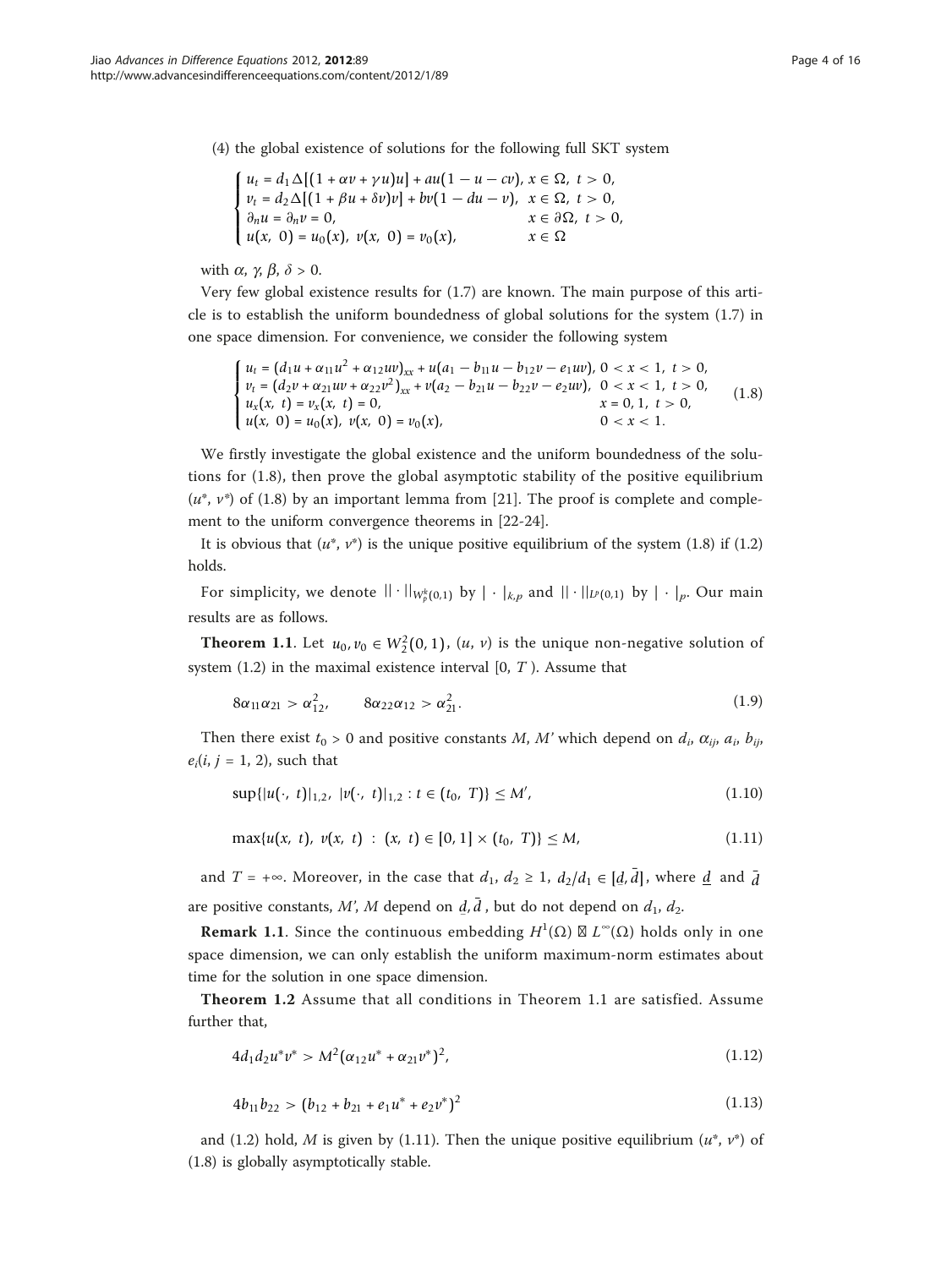(4) the global existence of solutions for the following full SKT system

$$\begin{cases} u_t = d_1 \Delta[(1 + \alpha v + \gamma u)u] + au(1 - u - cv), & x \in \Omega,\ t > 0, \\ v_t = d_2 \Delta[(1 + \beta u + \delta v)v] + bv(1 - du - v), & x \in \Omega,\ t > 0, \\ \partial_n u = \partial_n v = 0, & x \in \partial\Omega,\ t > 0, \\ u(x,\ 0) = u_0(x),\ v(x,\ 0) = v_0(x), & x \in \Omega \end{cases}$$

with $\alpha$, $\gamma$, $\beta$, $\delta > 0$.

Very few global existence results for (1.7) are known. The main purpose of this article is to establish the uniform boundedness of global solutions for the system (1.7) in one space dimension. For convenience, we consider the following system

$$\begin{cases} u_t = (d_1 u + \alpha_{11} u^2 + \alpha_{12} uv)_{xx} + u(a_1 - b_{11} u - b_{12} v - e_1 uv), & 0 < x < 1,\ t > 0, \\ v_t = (d_2 v + \alpha_{21} uv + \alpha_{22} v^2)_{xx} + v(a_2 - b_{21} u - b_{22} v - e_2 uv), & 0 < x < 1,\ t > 0, \\ u_x(x,\ t) = v_x(x,\ t) = 0, & x = 0, 1,\ t > 0, \\ u(x,\ 0) = u_0(x),\ v(x,\ 0) = v_0(x), & 0 < x < 1. \end{cases} \tag{1.8}$$

We firstly investigate the global existence and the uniform boundedness of the solutions for (1.8), then prove the global asymptotic stability of the positive equilibrium $(u^*, v^*)$ of (1.8) by an important lemma from [21]. The proof is complete and complement to the uniform convergence theorems in [22-24].

It is obvious that $(u^*, v^*)$ is the unique positive equilibrium of the system (1.8) if (1.2) holds.

For simplicity, we denote $\|\cdot\|_{W_p^k(0,1)}$ by $|\cdot|_{k,p}$ and $\|\cdot\|_{L^p(0,1)}$ by $|\cdot|_p$. Our main results are as follows.

**Theorem 1.1**. Let $u_0, v_0 \in W_2^2(0, 1)$, $(u, v)$ is the unique non-negative solution of system (1.2) in the maximal existence interval $[0, T)$. Assume that

$$8\alpha_{11}\alpha_{21} > \alpha_{12}^2, \qquad 8\alpha_{22}\alpha_{12} > \alpha_{21}^2. \tag{1.9}$$

Then there exist $t_0 > 0$ and positive constants $M$, $M'$ which depend on $d_i$, $\alpha_{ij}$, $a_i$, $b_{ij}$, $e_i (i, j = 1, 2)$, such that

$$\sup\{|u(\cdot,\ t)|_{1,2},\ |v(\cdot,\ t)|_{1,2} : t \in (t_0,\ T)\} \le M', \tag{1.10}$$

$$\max\{u(x,\ t),\ v(x,\ t)\ :\ (x,\ t) \in [0, 1] \times (t_0,\ T)\} \le M, \tag{1.11}$$

and $T = +\infty$. Moreover, in the case that $d_1$, $d_2 \ge 1$, $d_2/d_1 \in [\underline{d}, \bar{d}]$, where $\underline{d}$ and $\bar{d}$ are positive constants, $M'$, $M$ depend on $\underline{d}, \bar{d}$, but do not depend on $d_1$, $d_2$.

**Remark 1.1**. Since the continuous embedding $H^1(\Omega) \hookrightarrow L^\infty(\Omega)$ holds only in one space dimension, we can only establish the uniform maximum-norm estimates about time for the solution in one space dimension.

**Theorem 1.2** Assume that all conditions in Theorem 1.1 are satisfied. Assume further that,

$$4d_1 d_2 u^* v^* > M^2(\alpha_{12} u^* + \alpha_{21} v^*)^2, \tag{1.12}$$

$$4b_{11} b_{22} > (b_{12} + b_{21} + e_1 u^* + e_2 v^*)^2 \tag{1.13}$$

and (1.2) hold, $M$ is given by (1.11). Then the unique positive equilibrium $(u^*, v^*)$ of (1.8) is globally asymptotically stable.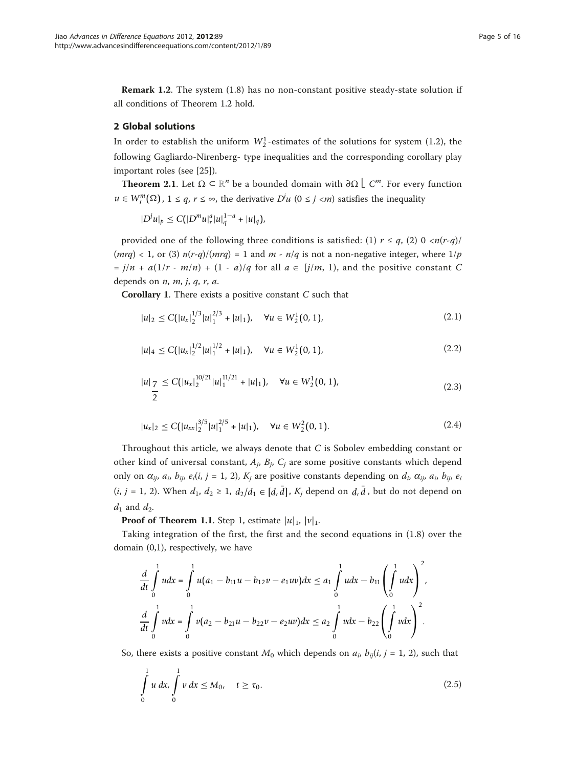**Remark 1.2**. The system (1.8) has no non-constant positive steady-state solution if all conditions of Theorem 1.2 hold.

## 2 Global solutions

In order to establish the uniform $W_2^1$-estimates of the solutions for system (1.2), the following Gagliardo-Nirenberg- type inequalities and the corresponding corollary play important roles (see [25]).

**Theorem 2.1**. Let $\Omega \subset \mathbb{R}^n$ be a bounded domain with $\partial\Omega \in C^m$. For every function $u \in W_r^m(\Omega)$, $1 \le q$, $r \le \infty$, the derivative $D^j u$ $(0 \le j < m)$ satisfies the inequality

$$|D^j u|_p \le C(|D^m u|_r^a |u|_q^{1-a} + |u|_q),$$

provided one of the following three conditions is satisfied: (1) $r \le q$, (2) $0 < n(r-q)/(mrq) < 1$, or (3) $n(r-q)/(mrq) = 1$ and $m - n/q$ is not a non-negative integer, where $1/p = j/n + a(1/r - m/n) + (1 - a)/q$ for all $a \in [j/m, 1)$, and the positive constant $C$ depends on $n$, $m$, $j$, $q$, $r$, $a$.

**Corollary 1**. There exists a positive constant $C$ such that

$$|u|_2 \le C(|u_x|_2^{1/3}|u|_1^{2/3} + |u|_1), \quad \forall u \in W_2^1(0, 1), \tag{2.1}$$

$$|u|_4 \le C(|u_x|_2^{1/2}|u|_1^{1/2} + |u|_1), \quad \forall u \in W_2^1(0, 1), \tag{2.2}$$

$$|u|_{\frac{7}{2}} \le C(|u_x|_2^{10/21}|u|_1^{11/21} + |u|_1), \quad \forall u \in W_2^1(0, 1), \tag{2.3}$$

$$|u_x|_2 \le C(|u_{xx}|_2^{3/5}|u|_1^{2/5} + |u|_1), \quad \forall u \in W_2^2(0, 1). \tag{2.4}$$

Throughout this article, we always denote that $C$ is Sobolev embedding constant or other kind of universal constant, $A_j$, $B_j$, $C_j$ are some positive constants which depend only on $\alpha_{ij}$, $a_i$, $b_{ij}$, $e_i(i, j = 1, 2)$, $K_j$ are positive constants depending on $d_i$, $\alpha_{ij}$, $a_i$, $b_{ij}$, $e_i$ $(i, j = 1, 2)$. When $d_1$, $d_2 \ge 1$, $d_2/d_1 \in [\underline{d}, \bar{d}]$, $K_j$ depend on $\underline{d}, \bar{d}$, but do not depend on $d_1$ and $d_2$.

**Proof of Theorem 1.1**. Step 1, estimate $|u|_1$, $|v|_1$.

Taking integration of the first, the first and the second equations in (1.8) over the domain (0,1), respectively, we have

$$\frac{d}{dt}\int_0^1 u dx = \int_0^1 u(a_1 - b_{11}u - b_{12}v - e_1 uv)dx \le a_1 \int_0^1 u dx - b_{11}\left(\int_0^1 u dx\right)^2,$$

$$\frac{d}{dt}\int_0^1 v dx = \int_0^1 v(a_2 - b_{21}u - b_{22}v - e_2 uv)dx \le a_2 \int_0^1 v dx - b_{22}\left(\int_0^1 v dx\right)^2.$$

So, there exists a positive constant $M_0$ which depends on $a_i$, $b_{ij}(i, j = 1, 2)$, such that

$$\int_0^1 u\, dx, \int_0^1 v\, dx \le M_0, \quad t \ge \tau_0. \tag{2.5}$$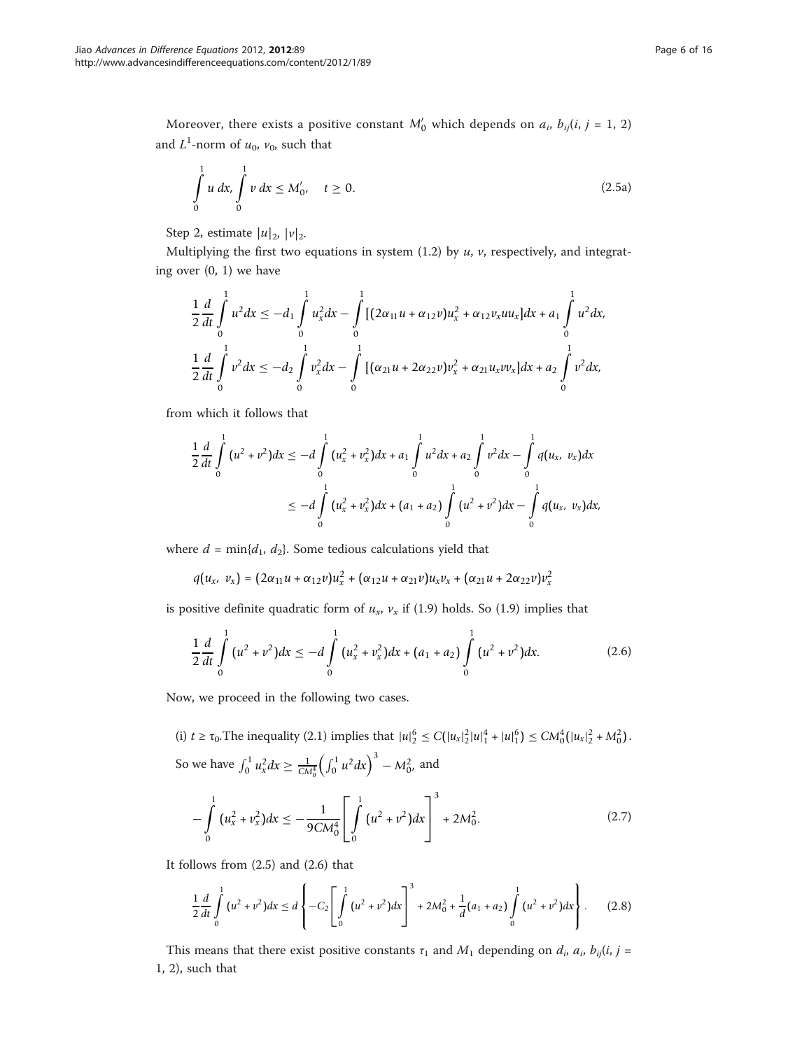Moreover, there exists a positive constant $M_0'$ which depends on $a_i$, $b_{ij}(i, j = 1, 2)$ and $L^1$-norm of $u_0$, $v_0$, such that

$$\int_0^1 u\, dx, \int_0^1 v\, dx \le M_0', \quad t \ge 0. \tag{2.5a}$$

Step 2, estimate $|u|_2$, $|v|_2$.

Multiplying the first two equations in system (1.2) by $u$, $v$, respectively, and integrating over (0, 1) we have

$$\frac{1}{2}\frac{d}{dt}\int_0^1 u^2 dx \le -d_1 \int_0^1 u_x^2 dx - \int_0^1 [(2\alpha_{11}u + \alpha_{12}v)u_x^2 + \alpha_{12}v_x u u_x]dx + a_1 \int_0^1 u^2 dx,$$

$$\frac{1}{2}\frac{d}{dt}\int_0^1 v^2 dx \le -d_2 \int_0^1 v_x^2 dx - \int_0^1 [(\alpha_{21}u + 2\alpha_{22}v)v_x^2 + \alpha_{21}u_x v v_x]dx + a_2 \int_0^1 v^2 dx,$$

from which it follows that

$$\begin{aligned}\frac{1}{2}\frac{d}{dt}\int_0^1 (u^2+v^2)dx &\le -d\int_0^1 (u_x^2+v_x^2)dx + a_1\int_0^1 u^2 dx + a_2 \int_0^1 v^2 dx - \int_0^1 q(u_x, v_x)dx \\ &\le -d\int_0^1 (u_x^2+v_x^2)dx + (a_1+a_2)\int_0^1 (u^2+v^2)dx - \int_0^1 q(u_x, v_x)dx,\end{aligned}$$

where $d = \min\{d_1, d_2\}$. Some tedious calculations yield that

$$q(u_x, v_x) = (2\alpha_{11}u + \alpha_{12}v)u_x^2 + (\alpha_{12}u + \alpha_{21}v)u_x v_x + (\alpha_{21}u + 2\alpha_{22}v)v_x^2$$

is positive definite quadratic form of $u_x$, $v_x$ if (1.9) holds. So (1.9) implies that

$$\frac{1}{2}\frac{d}{dt}\int_0^1 (u^2+v^2)dx \le -d\int_0^1 (u_x^2+v_x^2)dx + (a_1+a_2)\int_0^1 (u^2+v^2)dx. \tag{2.6}$$

Now, we proceed in the following two cases.

(i) $t \ge \tau_0$. The inequality (2.1) implies that $|u|_2^6 \le C(|u_x|_2^2|u|_1^4 + |u|_1^6) \le CM_0^4(|u_x|_2^2 + M_0^2)$. So we have $\int_0^1 u_x^2 dx \ge \frac{1}{CM_0^4}\left(\int_0^1 u^2 dx\right)^3 - M_0^2$, and

$$-\int_0^1 (u_x^2+v_x^2)dx \le -\frac{1}{9CM_0^4}\left[\int_0^1 (u^2+v^2)dx\right]^3 + 2M_0^2. \tag{2.7}$$

It follows from (2.5) and (2.6) that

$$\frac{1}{2}\frac{d}{dt}\int_0^1 (u^2+v^2)dx \le d\left\{-C_2\left[\int_0^1 (u^2+v^2)dx\right]^3 + 2M_0^2 + \frac{1}{d}(a_1+a_2)\int_0^1 (u^2+v^2)dx\right\}. \tag{2.8}$$

This means that there exist positive constants $\tau_1$ and $M_1$ depending on $d_i$, $a_i$, $b_{ij}(i, j = 1, 2)$, such that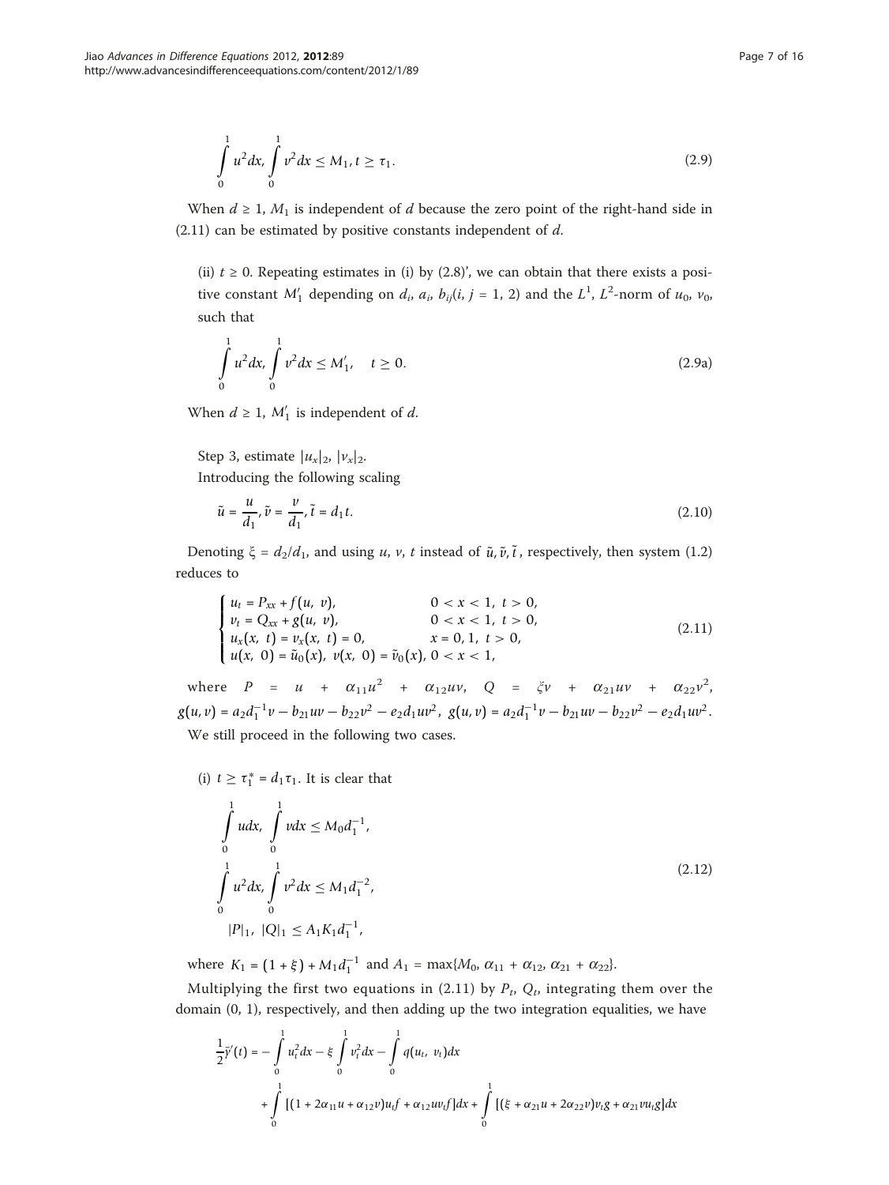$$\int_0^1 u^2 dx, \int_0^1 v^2 dx \le M_1, t \ge \tau_1. \tag{2.9}$$

When $d \ge 1$, $M_1$ is independent of $d$ because the zero point of the right-hand side in (2.11) can be estimated by positive constants independent of $d$.

(ii) $t \ge 0$. Repeating estimates in (i) by (2.8)', we can obtain that there exists a positive constant $M_1'$ depending on $d_i$, $a_i$, $b_{ij}(i, j = 1, 2)$ and the $L^1$, $L^2$-norm of $u_0$, $v_0$, such that

$$\int_0^1 u^2 dx, \int_0^1 v^2 dx \le M_1', \quad t \ge 0. \tag{2.9a}$$

When $d \ge 1$, $M_1'$ is independent of $d$.

Step 3, estimate $|u_x|_2$, $|v_x|_2$.

Introducing the following scaling

$$\tilde{u} = \frac{u}{d_1}, \tilde{v} = \frac{v}{d_1}, \tilde{t} = d_1 t. \tag{2.10}$$

Denoting $\xi = d_2/d_1$, and using $u$, $v$, $t$ instead of $\tilde{u}, \tilde{v}, \tilde{t}$, respectively, then system (1.2) reduces to

$$\begin{cases} u_t = P_{xx} + f(u, v), & 0 < x < 1, \ t > 0, \\ v_t = Q_{xx} + g(u, v), & 0 < x < 1, \ t > 0, \\ u_x(x, t) = v_x(x, t) = 0, & x = 0, 1, \ t > 0, \\ u(x, 0) = \tilde{u}_0(x), \ v(x, 0) = \tilde{v}_0(x), & 0 < x < 1, \end{cases} \tag{2.11}$$

where $P = u + \alpha_{11}u^2 + \alpha_{12}uv$, $Q = \xi v + \alpha_{21}uv + \alpha_{22}v^2$, $g(u, v) = a_2 d_1^{-1} v - b_{21}uv - b_{22}v^2 - e_2 d_1 uv^2$, $g(u, v) = a_2 d_1^{-1} v - b_{21}uv - b_{22}v^2 - e_2 d_1 uv^2$.

We still proceed in the following two cases.

(i) $t \ge \tau_1^* = d_1 \tau_1$. It is clear that

$$\begin{aligned} &\int_0^1 u dx, \int_0^1 v dx \le M_0 d_1^{-1}, \\ &\int_0^1 u^2 dx, \int_0^1 v^2 dx \le M_1 d_1^{-2}, \\ &|P|_1, \ |Q|_1 \le A_1 K_1 d_1^{-1}, \end{aligned} \tag{2.12}$$

where $K_1 = (1 + \xi) + M_1 d_1^{-1}$ and $A_1 = \max\{M_0, \alpha_{11} + \alpha_{12}, \alpha_{21} + \alpha_{22}\}$.

Multiplying the first two equations in (2.11) by $P_t$, $Q_t$, integrating them over the domain (0, 1), respectively, and then adding up the two integration equalities, we have

$$\begin{aligned} \frac{1}{2}\bar{y}'(t) = &-\int_0^1 u_t^2 dx - \xi \int_0^1 v_t^2 dx - \int_0^1 q(u_t, v_t) dx \\ &+ \int_0^1 [(1 + 2\alpha_{11}u + \alpha_{12}v)u_t f + \alpha_{12}uv_t f] dx + \int_0^1 [(\xi + \alpha_{21}u + 2\alpha_{22}v)v_t g + \alpha_{21}vu_t g] dx \end{aligned}$$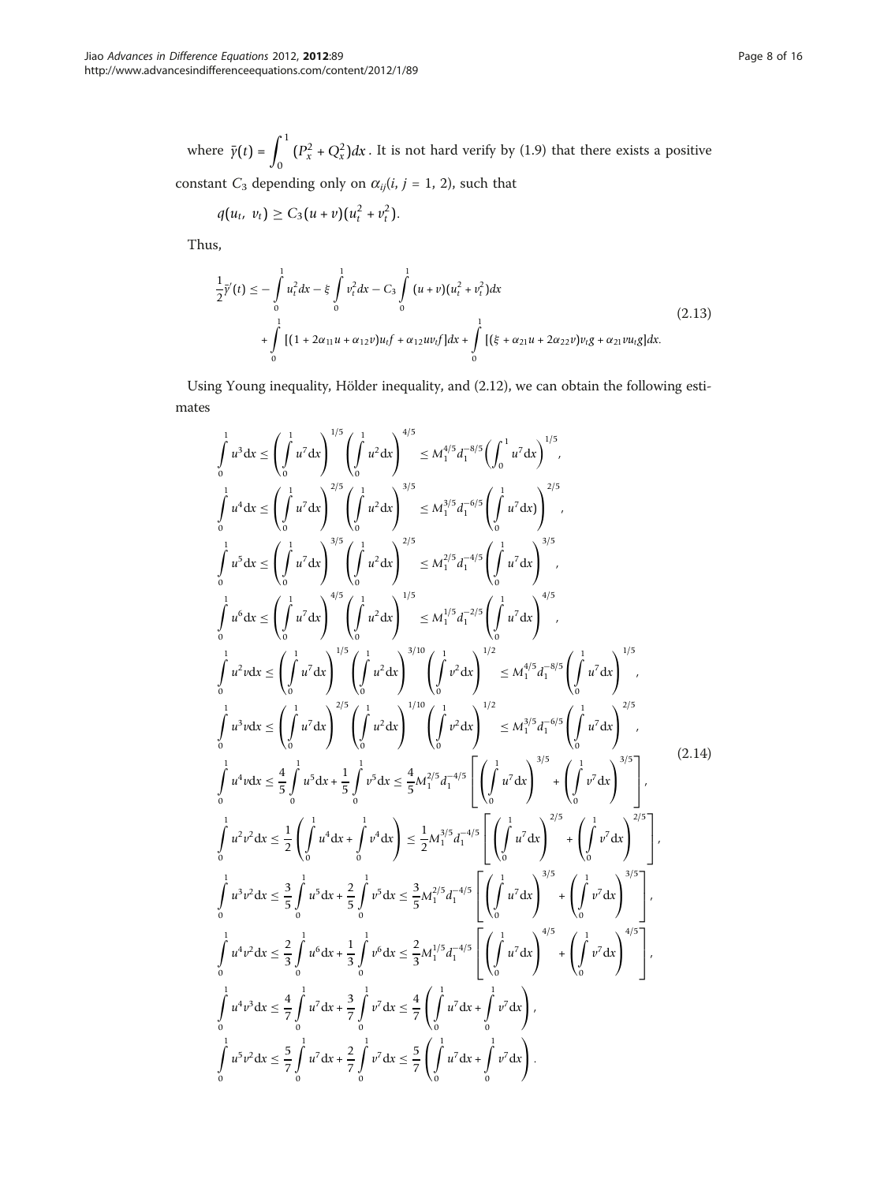where $\bar{\gamma}(t) = \int_0^1 (P_x^2 + Q_x^2)dx$. It is not hard verify by (1.9) that there exists a positive constant $C_3$ depending only on $\alpha_{ij}(i, j = 1, 2)$, such that

$$q(u_t, v_t) \geq C_3(u + v)(u_t^2 + v_t^2).$$

Thus,

$$\begin{aligned}\frac{1}{2}\bar{\gamma}'(t) \leq & -\int_0^1 u_t^2 dx - \xi \int_0^1 v_t^2 dx - C_3 \int_0^1 (u + v)(u_t^2 + v_t^2)dx \\ & + \int_0^1 [(1 + 2\alpha_{11}u + \alpha_{12}v)u_t f + \alpha_{12}uv_t f]dx + \int_0^1 [(\xi + \alpha_{21}u + 2\alpha_{22}v)v_t g + \alpha_{21}vu_t g]dx.\end{aligned} \tag{2.13}$$

Using Young inequality, Hölder inequality, and (2.12), we can obtain the following estimates

$$\begin{aligned}
&\int_0^1 u^3 \mathrm{d}x \leq \left(\int_0^1 u^7 \mathrm{d}x\right)^{1/5}\left(\int_0^1 u^2 \mathrm{d}x\right)^{4/5} \leq M_1^{4/5} d_1^{-8/5}\left(\int_0^1 u^7 \mathrm{d}x\right)^{1/5}, \\
&\int_0^1 u^4 \mathrm{d}x \leq \left(\int_0^1 u^7 \mathrm{d}x\right)^{2/5}\left(\int_0^1 u^2 \mathrm{d}x\right)^{3/5} \leq M_1^{3/5} d_1^{-6/5}\left(\int_0^1 u^7 \mathrm{d}x\right)^{2/5}, \\
&\int_0^1 u^5 \mathrm{d}x \leq \left(\int_0^1 u^7 \mathrm{d}x\right)^{3/5}\left(\int_0^1 u^2 \mathrm{d}x\right)^{2/5} \leq M_1^{2/5} d_1^{-4/5}\left(\int_0^1 u^7 \mathrm{d}x\right)^{3/5}, \\
&\int_0^1 u^6 \mathrm{d}x \leq \left(\int_0^1 u^7 \mathrm{d}x\right)^{4/5}\left(\int_0^1 u^2 \mathrm{d}x\right)^{1/5} \leq M_1^{1/5} d_1^{-2/5}\left(\int_0^1 u^7 \mathrm{d}x\right)^{4/5}, \\
&\int_0^1 u^2 v \mathrm{d}x \leq \left(\int_0^1 u^7 \mathrm{d}x\right)^{1/5}\left(\int_0^1 u^2 \mathrm{d}x\right)^{3/10}\left(\int_0^1 v^2 \mathrm{d}x\right)^{1/2} \leq M_1^{4/5} d_1^{-8/5}\left(\int_0^1 u^7 \mathrm{d}x\right)^{1/5}, \\
&\int_0^1 u^3 v \mathrm{d}x \leq \left(\int_0^1 u^7 \mathrm{d}x\right)^{2/5}\left(\int_0^1 u^2 \mathrm{d}x\right)^{1/10}\left(\int_0^1 v^2 \mathrm{d}x\right)^{1/2} \leq M_1^{3/5} d_1^{-6/5}\left(\int_0^1 u^7 \mathrm{d}x\right)^{2/5}, \\
&\int_0^1 u^4 v \mathrm{d}x \leq \frac{4}{5}\int_0^1 u^5 \mathrm{d}x + \frac{1}{5}\int_0^1 v^5 \mathrm{d}x \leq \frac{4}{5} M_1^{2/5} d_1^{-4/5}\left[\left(\int_0^1 u^7 \mathrm{d}x\right)^{3/5} + \left(\int_0^1 v^7 \mathrm{d}x\right)^{3/5}\right], \\
&\int_0^1 u^2 v^2 \mathrm{d}x \leq \frac{1}{2}\left(\int_0^1 u^4 \mathrm{d}x + \int_0^1 v^4 \mathrm{d}x\right) \leq \frac{1}{2} M_1^{3/5} d_1^{-4/5}\left[\left(\int_0^1 u^7 \mathrm{d}x\right)^{2/5} + \left(\int_0^1 v^7 \mathrm{d}x\right)^{2/5}\right], \\
&\int_0^1 u^3 v^2 \mathrm{d}x \leq \frac{3}{5}\int_0^1 u^5 \mathrm{d}x + \frac{2}{5}\int_0^1 v^5 \mathrm{d}x \leq \frac{3}{5} M_1^{2/5} d_1^{-4/5}\left[\left(\int_0^1 u^7 \mathrm{d}x\right)^{3/5} + \left(\int_0^1 v^7 \mathrm{d}x\right)^{3/5}\right], \\
&\int_0^1 u^4 v^2 \mathrm{d}x \leq \frac{2}{3}\int_0^1 u^6 \mathrm{d}x + \frac{1}{3}\int_0^1 v^6 \mathrm{d}x \leq \frac{2}{3} M_1^{1/5} d_1^{-4/5}\left[\left(\int_0^1 u^7 \mathrm{d}x\right)^{4/5} + \left(\int_0^1 v^7 \mathrm{d}x\right)^{4/5}\right], \\
&\int_0^1 u^4 v^3 \mathrm{d}x \leq \frac{4}{7}\int_0^1 u^7 \mathrm{d}x + \frac{3}{7}\int_0^1 v^7 \mathrm{d}x \leq \frac{4}{7}\left(\int_0^1 u^7 \mathrm{d}x + \int_0^1 v^7 \mathrm{d}x\right), \\
&\int_0^1 u^5 v^2 \mathrm{d}x \leq \frac{5}{7}\int_0^1 u^7 \mathrm{d}x + \frac{2}{7}\int_0^1 v^7 \mathrm{d}x \leq \frac{5}{7}\left(\int_0^1 u^7 \mathrm{d}x + \int_0^1 v^7 \mathrm{d}x\right).
\end{aligned} \tag{2.14}$$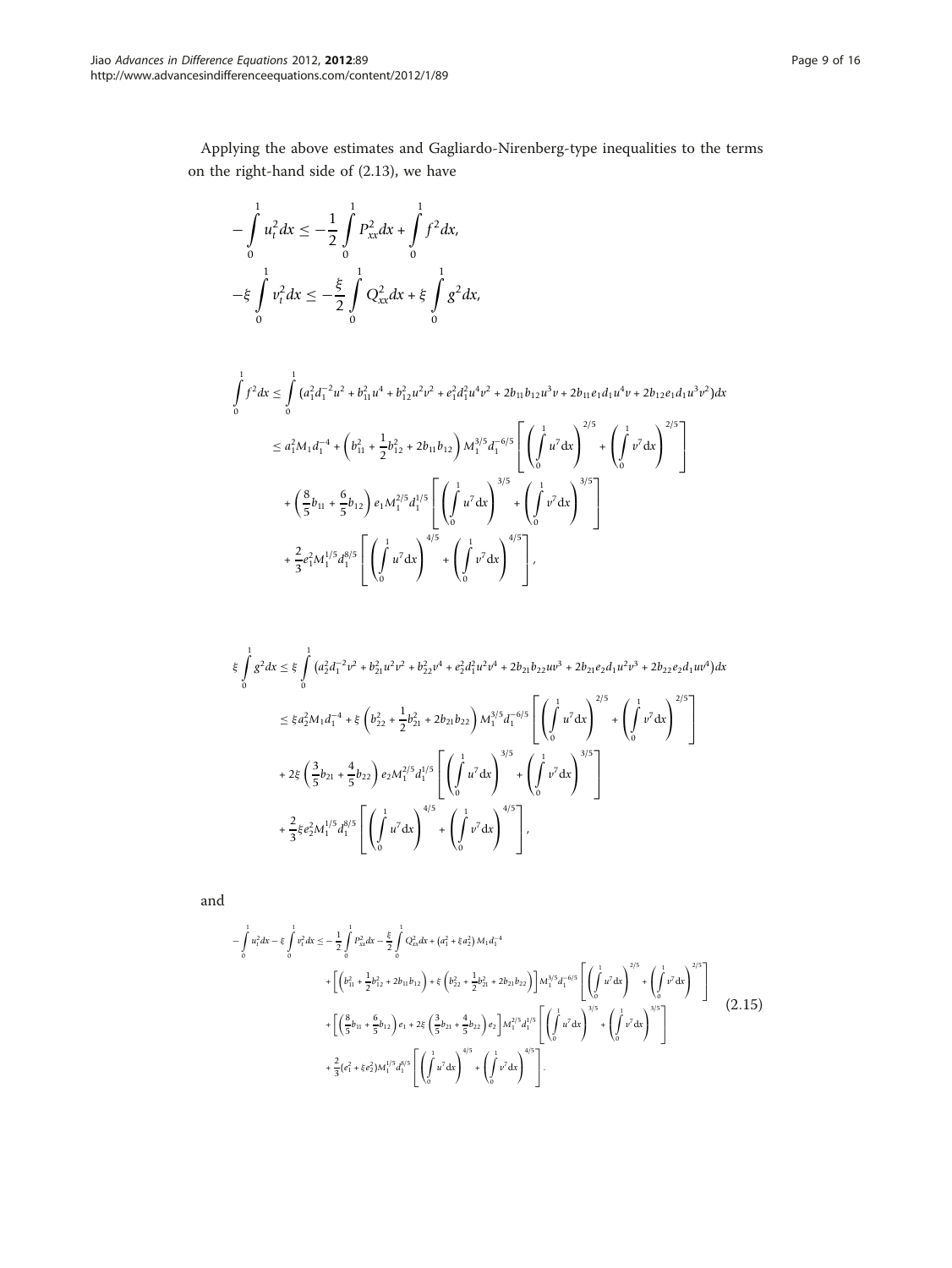Applying the above estimates and Gagliardo-Nirenberg-type inequalities to the terms on the right-hand side of (2.13), we have

$$-\int_0^1 u_t^2 dx \le -\frac{1}{2}\int_0^1 P_{xx}^2 dx + \int_0^1 f^2 dx,$$

$$-\xi \int_0^1 v_t^2 dx \le -\frac{\xi}{2}\int_0^1 Q_{xx}^2 dx + \xi \int_0^1 g^2 dx,$$

$$\begin{aligned}
\int_0^1 f^2 dx &\le \int_0^1 \left(a_1^2 d_1^{-2} u^2 + b_{11}^2 u^4 + b_{12}^2 u^2 v^2 + e_1^2 d_1^2 u^4 v^2 + 2b_{11} b_{12} u^3 v + 2b_{11} e_1 d_1 u^4 v + 2b_{12} e_1 d_1 u^3 v^2\right) dx \\
&\le a_1^2 M_1 d_1^{-4} + \left(b_{11}^2 + \frac{1}{2} b_{12}^2 + 2b_{11} b_{12}\right) M_1^{3/5} d_1^{-6/5} \left[\left(\int_0^1 u^7 dx\right)^{2/5} + \left(\int_0^1 v^7 dx\right)^{2/5}\right] \\
&\quad + \left(\frac{8}{5} b_{11} + \frac{6}{5} b_{12}\right) e_1 M_1^{2/5} d_1^{1/5} \left[\left(\int_0^1 u^7 dx\right)^{3/5} + \left(\int_0^1 v^7 dx\right)^{3/5}\right] \\
&\quad + \frac{2}{3} e_1^2 M_1^{1/5} d_1^{8/5} \left[\left(\int_0^1 u^7 dx\right)^{4/5} + \left(\int_0^1 v^7 dx\right)^{4/5}\right],
\end{aligned}$$

$$\begin{aligned}
\xi \int_0^1 g^2 dx &\le \xi \int_0^1 \left(a_2^2 d_1^{-2} v^2 + b_{21}^2 u^2 v^2 + b_{22}^2 v^4 + e_2^2 d_1^2 u^2 v^4 + 2b_{21} b_{22} u v^3 + 2b_{21} e_2 d_1 u^2 v^3 + 2b_{22} e_2 d_1 u v^4\right) dx \\
&\le \xi a_2^2 M_1 d_1^{-4} + \xi \left(b_{22}^2 + \frac{1}{2} b_{21}^2 + 2b_{21} b_{22}\right) M_1^{3/5} d_1^{-6/5} \left[\left(\int_0^1 u^7 dx\right)^{2/5} + \left(\int_0^1 v^7 dx\right)^{2/5}\right] \\
&\quad + 2\xi \left(\frac{3}{5} b_{21} + \frac{4}{5} b_{22}\right) e_2 M_1^{2/5} d_1^{1/5} \left[\left(\int_0^1 u^7 dx\right)^{3/5} + \left(\int_0^1 v^7 dx\right)^{3/5}\right] \\
&\quad + \frac{2}{3} \xi e_2^2 M_1^{1/5} d_1^{8/5} \left[\left(\int_0^1 u^7 dx\right)^{4/5} + \left(\int_0^1 v^7 dx\right)^{4/5}\right],
\end{aligned}$$

and

$$\begin{aligned}
-\int_0^1 u_t^2 dx - \xi \int_0^1 v_t^2 dx &\le -\frac{1}{2}\int_0^1 P_{xx}^2 dx - \frac{\xi}{2}\int_0^1 Q_{xx}^2 dx + \left(a_1^2 + \xi a_2^2\right) M_1 d_1^{-4} \\
&\quad + \left[\left(b_{11}^2 + \frac{1}{2} b_{12}^2 + 2b_{11} b_{12}\right) + \xi \left(b_{22}^2 + \frac{1}{2} b_{21}^2 + 2b_{21} b_{22}\right)\right] M_1^{3/5} d_1^{-6/5} \left[\left(\int_0^1 u^7 dx\right)^{2/5} + \left(\int_0^1 v^7 dx\right)^{2/5}\right] \\
&\quad + \left[\left(\frac{8}{5} b_{11} + \frac{6}{5} b_{12}\right) e_1 + 2\xi \left(\frac{3}{5} b_{21} + \frac{4}{5} b_{22}\right) e_2\right] M_1^{2/5} d_1^{1/5} \left[\left(\int_0^1 u^7 dx\right)^{3/5} + \left(\int_0^1 v^7 dx\right)^{3/5}\right] \\
&\quad + \frac{2}{3}(e_1^2 + \xi e_2^2) M_1^{1/5} d_1^{8/5} \left[\left(\int_0^1 u^7 dx\right)^{4/5} + \left(\int_0^1 v^7 dx\right)^{4/5}\right].
\end{aligned} \tag{2.15}$$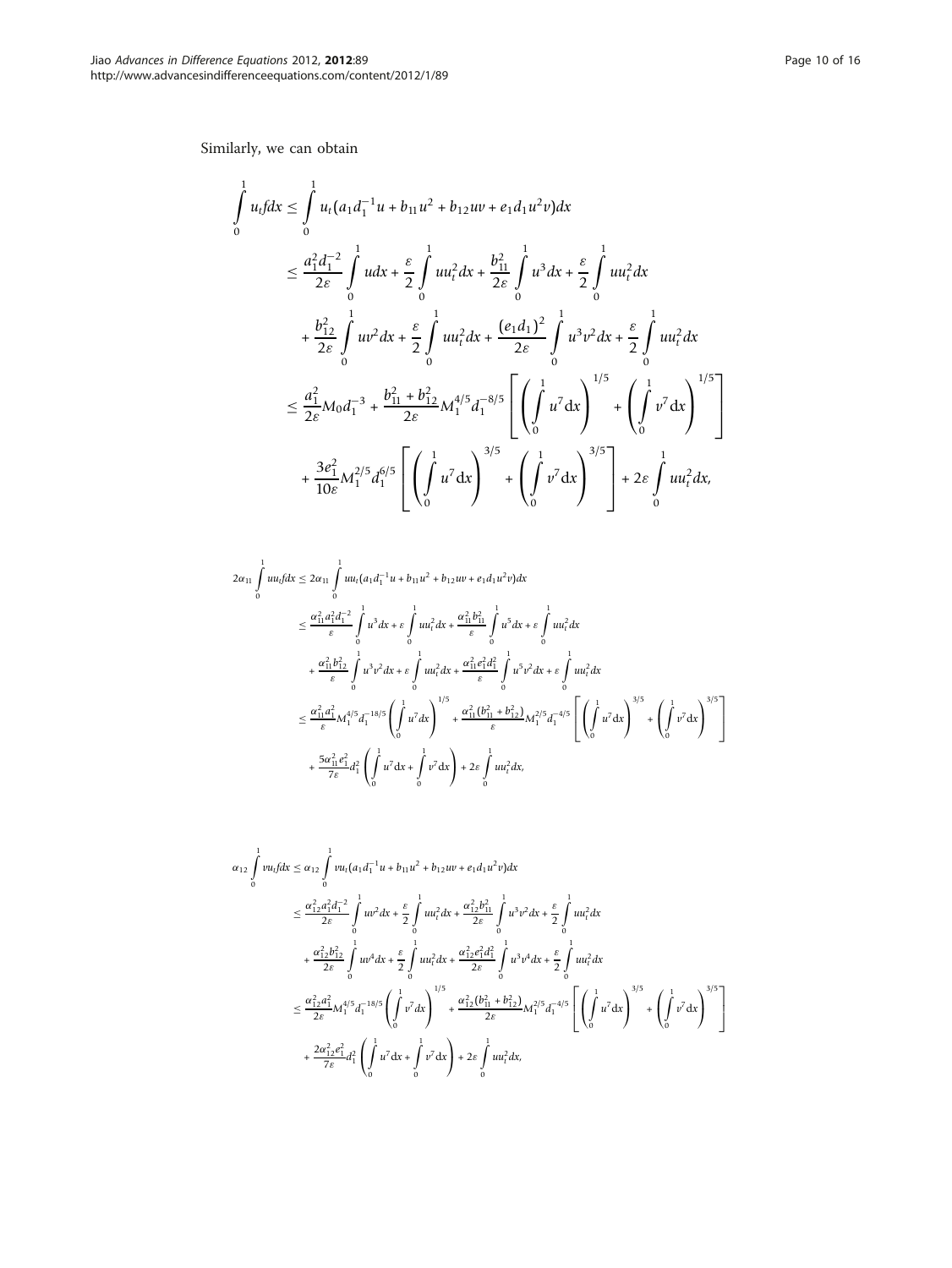Similarly, we can obtain

$$
\begin{aligned}
\int_0^1 u_t f dx &\le \int_0^1 u_t (a_1 d_1^{-1} u + b_{11} u^2 + b_{12} uv + e_1 d_1 u^2 v) dx \\
&\le \frac{a_1^2 d_1^{-2}}{2\varepsilon} \int_0^1 u dx + \frac{\varepsilon}{2} \int_0^1 u u_t^2 dx + \frac{b_{11}^2}{2\varepsilon} \int_0^1 u^3 dx + \frac{\varepsilon}{2} \int_0^1 u u_t^2 dx \\
&\quad + \frac{b_{12}^2}{2\varepsilon} \int_0^1 u v^2 dx + \frac{\varepsilon}{2} \int_0^1 u u_t^2 dx + \frac{(e_1 d_1)^2}{2\varepsilon} \int_0^1 u^3 v^2 dx + \frac{\varepsilon}{2} \int_0^1 u u_t^2 dx \\
&\le \frac{a_1^2}{2\varepsilon} M_0 d_1^{-3} + \frac{b_{11}^2 + b_{12}^2}{2\varepsilon} M_1^{4/5} d_1^{-8/5} \left[ \left( \int_0^1 u^7 dx \right)^{1/5} + \left( \int_0^1 v^7 dx \right)^{1/5} \right] \\
&\quad + \frac{3 e_1^2}{10\varepsilon} M_1^{2/5} d_1^{6/5} \left[ \left( \int_0^1 u^7 dx \right)^{3/5} + \left( \int_0^1 v^7 dx \right)^{3/5} \right] + 2\varepsilon \int_0^1 u u_t^2 dx,
\end{aligned}
$$

$$
\begin{aligned}
2\alpha_{11} \int_0^1 u u_t f dx &\le 2\alpha_{11} \int_0^1 u u_t (a_1 d_1^{-1} u + b_{11} u^2 + b_{12} uv + e_1 d_1 u^2 v) dx \\
&\le \frac{\alpha_{11}^2 a_1^2 d_1^{-2}}{\varepsilon} \int_0^1 u^3 dx + \varepsilon \int_0^1 u u_t^2 dx + \frac{\alpha_{11}^2 b_{11}^2}{\varepsilon} \int_0^1 u^5 dx + \varepsilon \int_0^1 u u_t^2 dx \\
&\quad + \frac{\alpha_{11}^2 b_{12}^2}{\varepsilon} \int_0^1 u^3 v^2 dx + \varepsilon \int_0^1 u u_t^2 dx + \frac{\alpha_{11}^2 e_1^2 d_1^2}{\varepsilon} \int_0^1 u^5 v^2 dx + \varepsilon \int_0^1 u u_t^2 dx \\
&\le \frac{\alpha_{11}^2 a_1^2}{\varepsilon} M_1^{4/5} d_1^{-18/5} \left( \int_0^1 u^7 dx \right)^{1/5} + \frac{\alpha_{11}^2 (b_{11}^2 + b_{12}^2)}{\varepsilon} M_1^{2/5} d_1^{-4/5} \left[ \left( \int_0^1 u^7 dx \right)^{3/5} + \left( \int_0^1 v^7 dx \right)^{3/5} \right] \\
&\quad + \frac{5 \alpha_{11}^2 e_1^2}{7\varepsilon} d_1^2 \left( \int_0^1 u^7 dx + \int_0^1 v^7 dx \right) + 2\varepsilon \int_0^1 u u_t^2 dx,
\end{aligned}
$$

$$
\begin{aligned}
\alpha_{12} \int_0^1 v u_t f dx &\le \alpha_{12} \int_0^1 v u_t (a_1 d_1^{-1} u + b_{11} u^2 + b_{12} uv + e_1 d_1 u^2 v) dx \\
&\le \frac{\alpha_{12}^2 a_1^2 d_1^{-2}}{2\varepsilon} \int_0^1 u v^2 dx + \frac{\varepsilon}{2} \int_0^1 u u_t^2 dx + \frac{\alpha_{12}^2 b_{11}^2}{2\varepsilon} \int_0^1 u^3 v^2 dx + \frac{\varepsilon}{2} \int_0^1 u u_t^2 dx \\
&\quad + \frac{\alpha_{12}^2 b_{12}^2}{2\varepsilon} \int_0^1 u v^4 dx + \frac{\varepsilon}{2} \int_0^1 u u_t^2 dx + \frac{\alpha_{12}^2 e_1^2 d_1^2}{2\varepsilon} \int_0^1 u^3 v^4 dx + \frac{\varepsilon}{2} \int_0^1 u u_t^2 dx \\
&\le \frac{\alpha_{12}^2 a_1^2}{2\varepsilon} M_1^{4/5} d_1^{-18/5} \left( \int_0^1 v^7 dx \right)^{1/5} + \frac{\alpha_{12}^2 (b_{11}^2 + b_{12}^2)}{2\varepsilon} M_1^{2/5} d_1^{-4/5} \left[ \left( \int_0^1 u^7 dx \right)^{3/5} + \left( \int_0^1 v^7 dx \right)^{3/5} \right] \\
&\quad + \frac{2 \alpha_{12}^2 e_1^2}{7\varepsilon} d_1^2 \left( \int_0^1 u^7 dx + \int_0^1 v^7 dx \right) + 2\varepsilon \int_0^1 u u_t^2 dx,
\end{aligned}
$$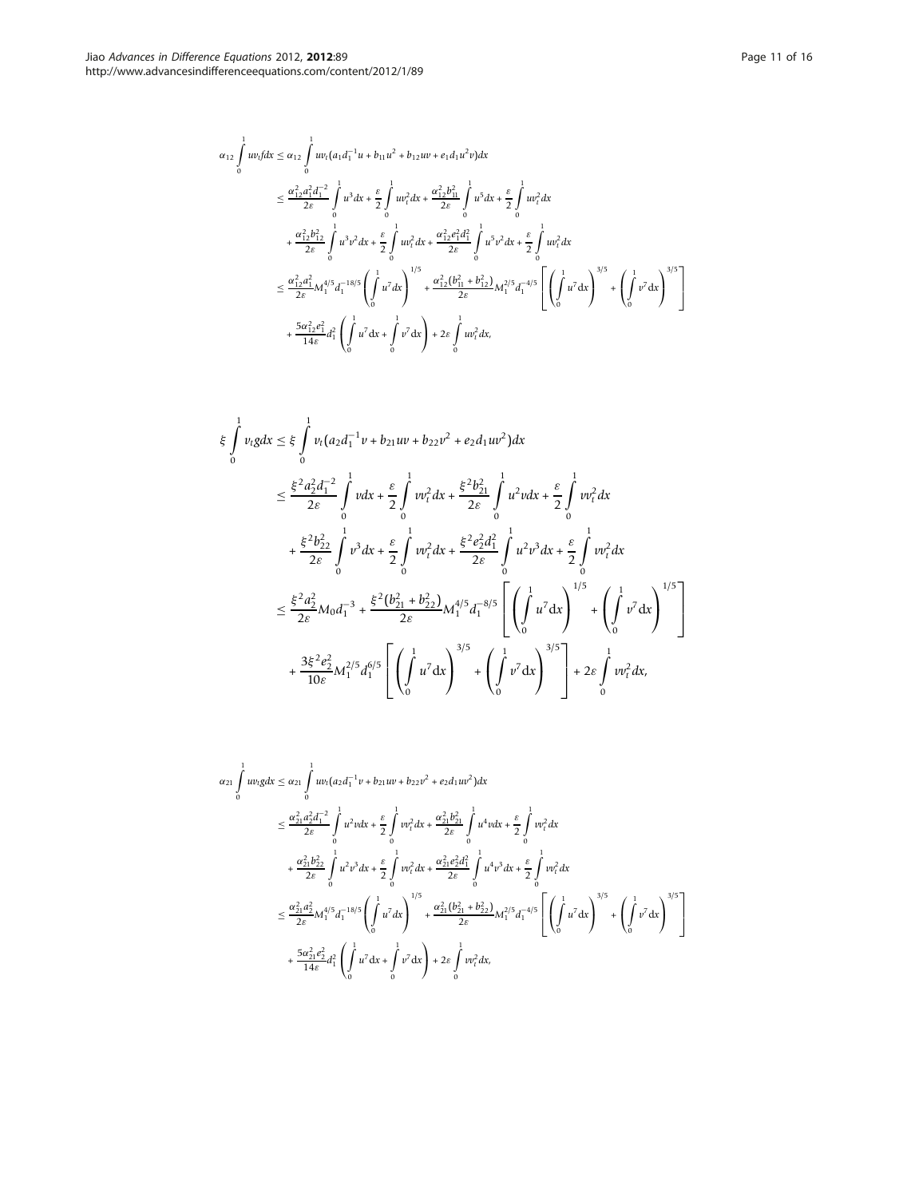$$
\begin{aligned}
\alpha_{12}\int_0^1 uv_t f dx &\le \alpha_{12}\int_0^1 uv_t(a_1d_1^{-1}u + b_{11}u^2 + b_{12}uv + e_1d_1u^2v)dx \\
&\le \frac{\alpha_{12}^2a_1^2d_1^{-2}}{2\varepsilon}\int_0^1 u^3dx + \frac{\varepsilon}{2}\int_0^1 uv_t^2dx + \frac{\alpha_{12}^2b_{11}^2}{2\varepsilon}\int_0^1 u^5dx + \frac{\varepsilon}{2}\int_0^1 uv_t^2dx \\
&\quad + \frac{\alpha_{12}^2b_{12}^2}{2\varepsilon}\int_0^1 u^3v^2dx + \frac{\varepsilon}{2}\int_0^1 uv_t^2dx + \frac{\alpha_{12}^2e_1^2d_1^2}{2\varepsilon}\int_0^1 u^5v^2dx + \frac{\varepsilon}{2}\int_0^1 uv_t^2dx \\
&\le \frac{\alpha_{12}^2a_1^2}{2\varepsilon}M_1^{4/5}d_1^{-18/5}\left(\int_0^1 u^7dx\right)^{1/5} + \frac{\alpha_{12}^2(b_{11}^2+b_{12}^2)}{2\varepsilon}M_1^{2/5}d_1^{-4/5}\left[\left(\int_0^1 u^7dx\right)^{3/5} + \left(\int_0^1 v^7dx\right)^{3/5}\right] \\
&\quad + \frac{5\alpha_{12}^2e_1^2}{14\varepsilon}d_1^2\left(\int_0^1 u^7dx + \int_0^1 v^7dx\right) + 2\varepsilon\int_0^1 uv_t^2dx,
\end{aligned}
$$

$$
\begin{aligned}
\xi\int_0^1 v_t g dx &\le \xi\int_0^1 v_t(a_2d_1^{-1}v + b_{21}uv + b_{22}v^2 + e_2d_1uv^2)dx \\
&\le \frac{\xi^2a_2^2d_1^{-2}}{2\varepsilon}\int_0^1 vdx + \frac{\varepsilon}{2}\int_0^1 vv_t^2dx + \frac{\xi^2b_{21}^2}{2\varepsilon}\int_0^1 u^2vdx + \frac{\varepsilon}{2}\int_0^1 vv_t^2dx \\
&\quad + \frac{\xi^2b_{22}^2}{2\varepsilon}\int_0^1 v^3dx + \frac{\varepsilon}{2}\int_0^1 vv_t^2dx + \frac{\xi^2e_2^2d_1^2}{2\varepsilon}\int_0^1 u^2v^3dx + \frac{\varepsilon}{2}\int_0^1 vv_t^2dx \\
&\le \frac{\xi^2a_2^2}{2\varepsilon}M_0d_1^{-3} + \frac{\xi^2(b_{21}^2+b_{22}^2)}{2\varepsilon}M_1^{4/5}d_1^{-8/5}\left[\left(\int_0^1 u^7dx\right)^{1/5} + \left(\int_0^1 v^7dx\right)^{1/5}\right] \\
&\quad + \frac{3\xi^2e_2^2}{10\varepsilon}M_1^{2/5}d_1^{6/5}\left[\left(\int_0^1 u^7dx\right)^{3/5} + \left(\int_0^1 v^7dx\right)^{3/5}\right] + 2\varepsilon\int_0^1 vv_t^2dx,
\end{aligned}
$$

$$
\begin{aligned}
\alpha_{21}\int_0^1 uv_t g dx &\le \alpha_{21}\int_0^1 uv_t(a_2d_1^{-1}v + b_{21}uv + b_{22}v^2 + e_2d_1uv^2)dx \\
&\le \frac{\alpha_{21}^2a_2^2d_1^{-2}}{2\varepsilon}\int_0^1 u^2vdx + \frac{\varepsilon}{2}\int_0^1 vv_t^2dx + \frac{\alpha_{21}^2b_{21}^2}{2\varepsilon}\int_0^1 u^4vdx + \frac{\varepsilon}{2}\int_0^1 vv_t^2dx \\
&\quad + \frac{\alpha_{21}^2b_{22}^2}{2\varepsilon}\int_0^1 u^2v^3dx + \frac{\varepsilon}{2}\int_0^1 vv_t^2dx + \frac{\alpha_{21}^2e_2^2d_1^2}{2\varepsilon}\int_0^1 u^4v^3dx + \frac{\varepsilon}{2}\int_0^1 vv_t^2dx \\
&\le \frac{\alpha_{21}^2a_2^2}{2\varepsilon}M_1^{4/5}d_1^{-18/5}\left(\int_0^1 u^7dx\right)^{1/5} + \frac{\alpha_{21}^2(b_{21}^2+b_{22}^2)}{2\varepsilon}M_1^{2/5}d_1^{-4/5}\left[\left(\int_0^1 u^7dx\right)^{3/5} + \left(\int_0^1 v^7dx\right)^{3/5}\right] \\
&\quad + \frac{5\alpha_{21}^2e_2^2}{14\varepsilon}d_1^2\left(\int_0^1 u^7dx + \int_0^1 v^7dx\right) + 2\varepsilon\int_0^1 vv_t^2dx,
\end{aligned}
$$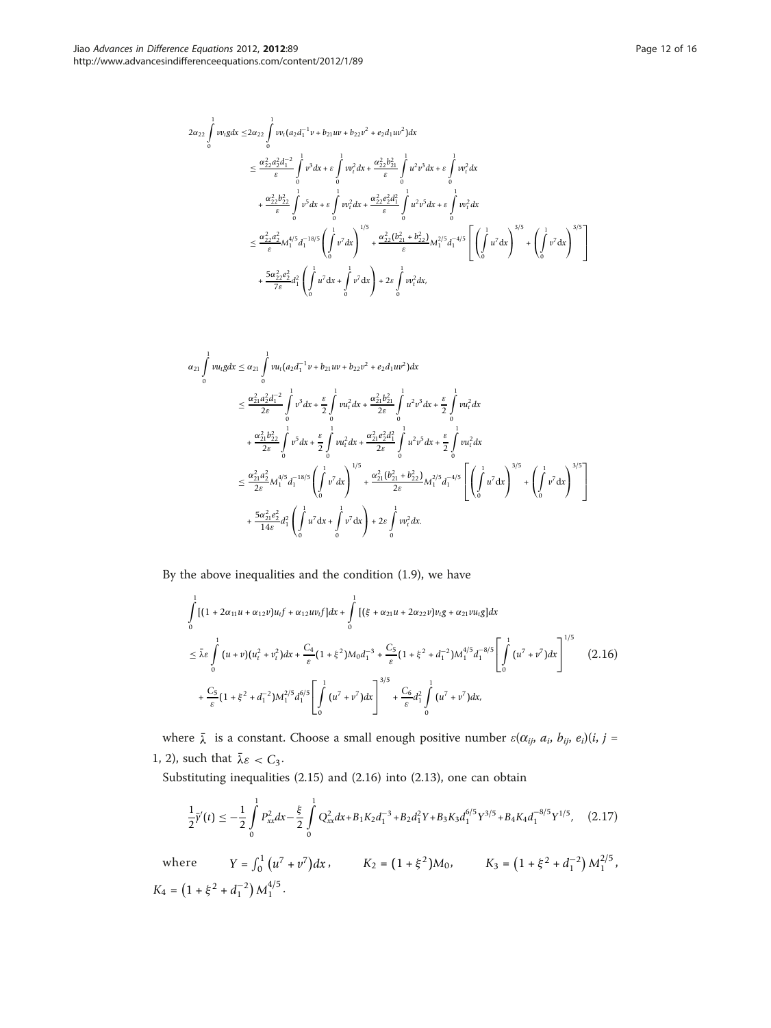$$
\begin{aligned}
2\alpha_{22}\int_0^1 vv_t g dx \le & 2\alpha_{22}\int_0^1 vv_t(a_2 d_1^{-1}v + b_{21}uv + b_{22}v^2 + e_2 d_1 uv^2)dx \\
\le & \frac{\alpha_{22}^2 a_2^2 d_1^{-2}}{\varepsilon}\int_0^1 v^3 dx + \varepsilon\int_0^1 vv_t^2 dx + \frac{\alpha_{22}^2 b_{21}^2}{\varepsilon}\int_0^1 u^2 v^3 dx + \varepsilon\int_0^1 vv_t^2 dx \\
& + \frac{\alpha_{22}^2 b_{22}^2}{\varepsilon}\int_0^1 v^5 dx + \varepsilon\int_0^1 vv_t^2 dx + \frac{\alpha_{22}^2 e_2^2 d_1^2}{\varepsilon}\int_0^1 u^2 v^5 dx + \varepsilon\int_0^1 vv_t^2 dx \\
\le & \frac{\alpha_{22}^2 a_2^2}{\varepsilon} M_1^{4/5} d_1^{-18/5}\left(\int_0^1 v^7 dx\right)^{1/5} + \frac{\alpha_{22}^2 (b_{21}^2 + b_{22}^2)}{\varepsilon} M_1^{2/5} d_1^{-4/5}\left[\left(\int_0^1 u^7 dx\right)^{3/5} + \left(\int_0^1 v^7 dx\right)^{3/5}\right] \\
& + \frac{5\alpha_{22}^2 e_2^2}{7\varepsilon} d_1^2\left(\int_0^1 u^7 dx + \int_0^1 v^7 dx\right) + 2\varepsilon\int_0^1 vv_t^2 dx,
\end{aligned}
$$

$$
\begin{aligned}
\alpha_{21}\int_0^1 vu_t g dx \le & \alpha_{21}\int_0^1 vu_t(a_2 d_1^{-1}v + b_{21}uv + b_{22}v^2 + e_2 d_1 uv^2)dx \\
\le & \frac{\alpha_{21}^2 a_2^2 d_1^{-2}}{2\varepsilon}\int_0^1 v^3 dx + \frac{\varepsilon}{2}\int_0^1 vu_t^2 dx + \frac{\alpha_{21}^2 b_{21}^2}{2\varepsilon}\int_0^1 u^2 v^3 dx + \frac{\varepsilon}{2}\int_0^1 vu_t^2 dx \\
& + \frac{\alpha_{21}^2 b_{22}^2}{2\varepsilon}\int_0^1 v^5 dx + \frac{\varepsilon}{2}\int_0^1 vu_t^2 dx + \frac{\alpha_{21}^2 e_2^2 d_1^2}{2\varepsilon}\int_0^1 u^2 v^5 dx + \frac{\varepsilon}{2}\int_0^1 vu_t^2 dx \\
\le & \frac{\alpha_{21}^2 a_2^2}{2\varepsilon} M_1^{4/5} d_1^{-18/5}\left(\int_0^1 v^7 dx\right)^{1/5} + \frac{\alpha_{21}^2 (b_{21}^2 + b_{22}^2)}{2\varepsilon} M_1^{2/5} d_1^{-4/5}\left[\left(\int_0^1 u^7 dx\right)^{3/5} + \left(\int_0^1 v^7 dx\right)^{3/5}\right] \\
& + \frac{5\alpha_{21}^2 e_2^2}{14\varepsilon} d_1^2\left(\int_0^1 u^7 dx + \int_0^1 v^7 dx\right) + 2\varepsilon\int_0^1 vv_t^2 dx.
\end{aligned}
$$

By the above inequalities and the condition (1.9), we have

$$
\begin{aligned}
& \int_0^1 [(1 + 2\alpha_{11}u + \alpha_{12}v)u_t f + \alpha_{12}uv_t f]dx + \int_0^1 [(\xi + \alpha_{21}u + 2\alpha_{22}v)v_t g + \alpha_{21}vu_t g]dx \\
\le & \bar{\lambda}\varepsilon\int_0^1 (u+v)(u_t^2 + v_t^2)dx + \frac{C_4}{\varepsilon}(1+\xi^2)M_0 d_1^{-3} + \frac{C_5}{\varepsilon}(1+\xi^2+d_1^{-2})M_1^{4/5} d_1^{-8/5}\left[\int_0^1 (u^7+v^7)dx\right]^{1/5} \\
& + \frac{C_5}{\varepsilon}(1+\xi^2+d_1^{-2})M_1^{2/5} d_1^{6/5}\left[\int_0^1 (u^7+v^7)dx\right]^{3/5} + \frac{C_6}{\varepsilon} d_1^2\int_0^1 (u^7+v^7)dx,
\end{aligned}
\tag{2.16}
$$

where $\bar{\lambda}$ is a constant. Choose a small enough positive number $\varepsilon(\alpha_{ij}, a_i, b_{ij}, e_i)(i, j = 1, 2)$, such that $\bar{\lambda}\varepsilon < C_3$.

Substituting inequalities (2.15) and (2.16) into (2.13), one can obtain

$$
\frac{1}{2}\bar{y}'(t) \le -\frac{1}{2}\int_0^1 P_{xx}^2 dx - \frac{\xi}{2}\int_0^1 Q_{xx}^2 dx + B_1 K_2 d_1^{-3} + B_2 d_1^2 Y + B_3 K_3 d_1^{6/5} Y^{3/5} + B_4 K_4 d_1^{-8/5} Y^{1/5}, \tag{2.17}
$$

where $Y = \int_0^1 (u^7 + v^7)dx$, $K_2 = (1+\xi^2)M_0$, $K_3 = (1+\xi^2+d_1^{-2})M_1^{2/5}$, $K_4 = (1+\xi^2+d_1^{-2})M_1^{4/5}$.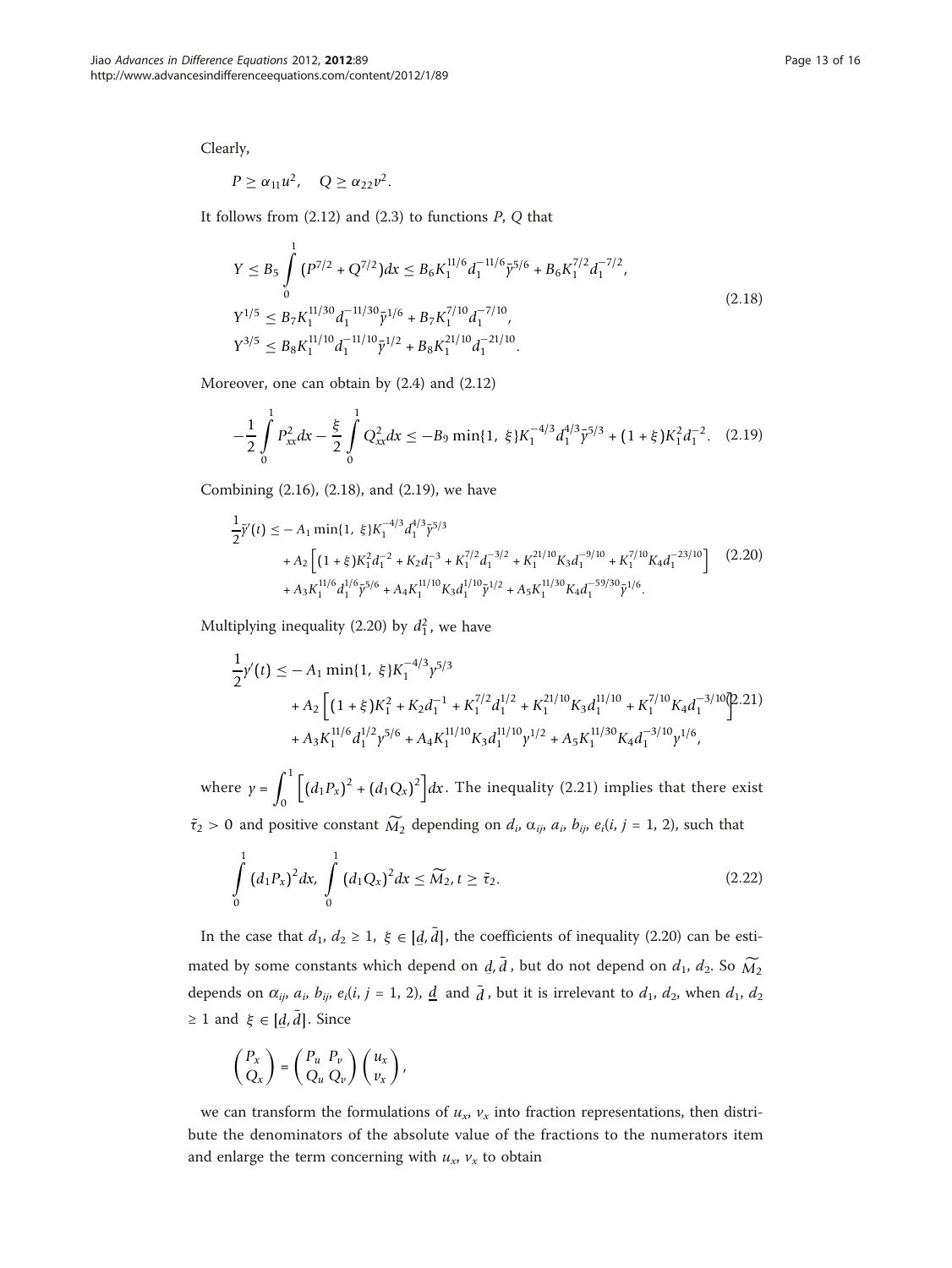Clearly,

$$P \geq \alpha_{11}u^2, \quad Q \geq \alpha_{22}v^2.$$

It follows from (2.12) and (2.3) to functions $P$, $Q$ that

$$\begin{aligned} Y &\leq B_5 \int_0^1 (P^{7/2} + Q^{7/2})dx \leq B_6 K_1^{11/6} d_1^{-11/6} \bar{y}^{5/6} + B_6 K_1^{7/2} d_1^{-7/2}, \\ Y^{1/5} &\leq B_7 K_1^{11/30} d_1^{-11/30} \bar{y}^{1/6} + B_7 K_1^{7/10} d_1^{-7/10}, \\ Y^{3/5} &\leq B_8 K_1^{11/10} d_1^{-11/10} \bar{y}^{1/2} + B_8 K_1^{21/10} d_1^{-21/10}. \end{aligned} \tag{2.18}$$

Moreover, one can obtain by (2.4) and (2.12)

$$-\frac{1}{2}\int_0^1 P_{xx}^2 dx - \frac{\xi}{2}\int_0^1 Q_{xx}^2 dx \leq -B_9 \min\{1,\ \xi\} K_1^{-4/3} d_1^{4/3} \bar{y}^{5/3} + (1+\xi) K_1^2 d_1^{-2}. \tag{2.19}$$

Combining (2.16), (2.18), and (2.19), we have

$$\begin{aligned} \frac{1}{2}\bar{y}'(t) \leq &-A_1 \min\{1,\ \xi\} K_1^{-4/3} d_1^{4/3} \bar{y}^{5/3} \\ &+ A_2 \left[ (1+\xi) K_1^2 d_1^{-2} + K_2 d_1^{-3} + K_1^{7/2} d_1^{-3/2} + K_1^{21/10} K_3 d_1^{-9/10} + K_1^{7/10} K_4 d_1^{-23/10} \right] \\ &+ A_3 K_1^{11/6} d_1^{1/6} \bar{y}^{5/6} + A_4 K_1^{11/10} K_3 d_1^{1/10} \bar{y}^{1/2} + A_5 K_1^{11/30} K_4 d_1^{-59/30} \bar{y}^{1/6}. \end{aligned} \tag{2.20}$$

Multiplying inequality (2.20) by $d_1^2$, we have

$$\begin{aligned} \frac{1}{2}y'(t) \leq &-A_1 \min\{1,\ \xi\} K_1^{-4/3} y^{5/3} \\ &+ A_2 \left[ (1+\xi) K_1^2 + K_2 d_1^{-1} + K_1^{7/2} d_1^{1/2} + K_1^{21/10} K_3 d_1^{11/10} + K_1^{7/10} K_4 d_1^{-3/10} \right] \\ &+ A_3 K_1^{11/6} d_1^{1/2} y^{5/6} + A_4 K_1^{11/10} K_3 d_1^{11/10} y^{1/2} + A_5 K_1^{11/30} K_4 d_1^{-3/10} y^{1/6}, \end{aligned} \tag{2.21}$$

where $y = \int_0^1 \left[ (d_1 P_x)^2 + (d_1 Q_x)^2 \right] dx$. The inequality (2.21) implies that there exist $\tilde{\tau}_2 > 0$ and positive constant $\widetilde{M_2}$ depending on $d_i$, $\alpha_{ij}$, $a_i$, $b_{ij}$, $e_i (i, j = 1, 2)$, such that

$$\int_0^1 (d_1 P_x)^2 dx,\ \int_0^1 (d_1 Q_x)^2 dx \leq \widetilde{M_2},\ t \geq \tilde{\tau}_2. \tag{2.22}$$

In the case that $d_1$, $d_2 \geq 1$, $\xi \in [\underline{d}, \bar{d}]$, the coefficients of inequality (2.20) can be estimated by some constants which depend on $\underline{d}, \bar{d}$, but do not depend on $d_1$, $d_2$. So $\widetilde{M_2}$ depends on $\alpha_{ij}$, $a_i$, $b_{ij}$, $e_i (i, j = 1, 2)$, $\underline{d}$ and $\bar{d}$, but it is irrelevant to $d_1$, $d_2$, when $d_1$, $d_2 \geq 1$ and $\xi \in [\underline{d}, \bar{d}]$. Since

$$\begin{pmatrix} P_x \\ Q_x \end{pmatrix} = \begin{pmatrix} P_u & P_v \\ Q_u & Q_v \end{pmatrix} \begin{pmatrix} u_x \\ v_x \end{pmatrix},$$

we can transform the formulations of $u_x$, $v_x$ into fraction representations, then distribute the denominators of the absolute value of the fractions to the numerators item and enlarge the term concerning with $u_x$, $v_x$ to obtain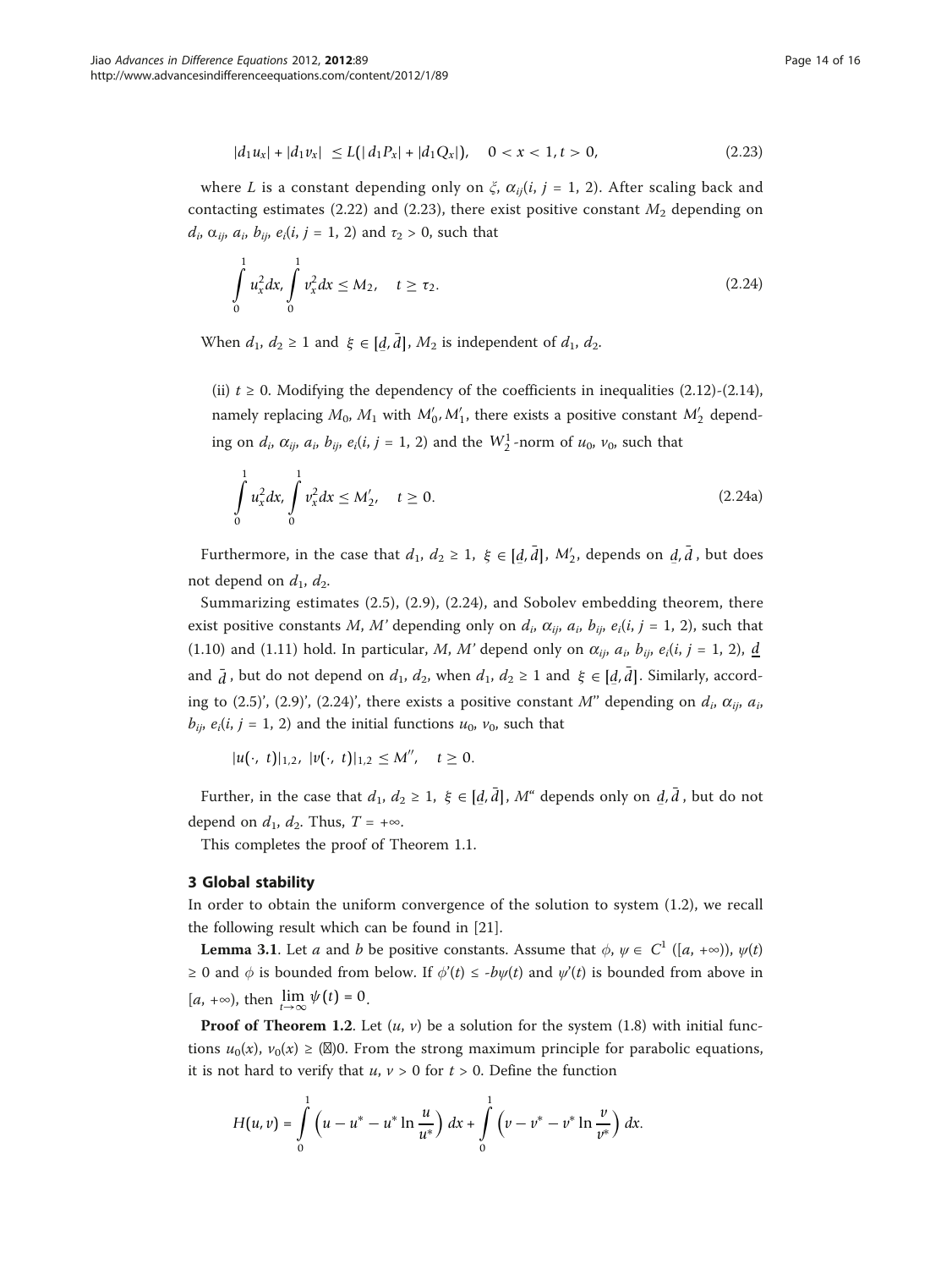$$|d_1 u_x| + |d_1 v_x| \le L(|d_1 P_x| + |d_1 Q_x|), \quad 0 < x < 1, t > 0, \tag{2.23}$$

where $L$ is a constant depending only on $\xi$, $\alpha_{ij}(i, j = 1, 2)$. After scaling back and contacting estimates (2.22) and (2.23), there exist positive constant $M_2$ depending on $d_i$, $\alpha_{ij}$, $a_i$, $b_{ij}$, $e_i(i, j = 1, 2)$ and $\tau_2 > 0$, such that

$$\int_0^1 u_x^2 dx, \int_0^1 v_x^2 dx \le M_2, \quad t \ge \tau_2. \tag{2.24}$$

When $d_1$, $d_2 \ge 1$ and $\xi \in [\underline{d}, \bar{d}]$, $M_2$ is independent of $d_1$, $d_2$.

(ii) $t \ge 0$. Modifying the dependency of the coefficients in inequalities (2.12)-(2.14), namely replacing $M_0$, $M_1$ with $M_0'$, $M_1'$, there exists a positive constant $M_2'$ depending on $d_i$, $\alpha_{ij}$, $a_i$, $b_{ij}$, $e_i(i, j = 1, 2)$ and the $W_2^1$-norm of $u_0$, $v_0$, such that

$$\int_0^1 u_x^2 dx, \int_0^1 v_x^2 dx \le M_2', \quad t \ge 0. \tag{2.24a}$$

Furthermore, in the case that $d_1$, $d_2 \ge 1$, $\xi \in [\underline{d}, \bar{d}]$, $M_2'$, depends on $\underline{d}, \bar{d}$, but does not depend on $d_1$, $d_2$.

Summarizing estimates (2.5), (2.9), (2.24), and Sobolev embedding theorem, there exist positive constants $M$, $M'$ depending only on $d_i$, $\alpha_{ij}$, $a_i$, $b_{ij}$, $e_i(i, j = 1, 2)$, such that (1.10) and (1.11) hold. In particular, $M$, $M'$ depend only on $\alpha_{ij}$, $a_i$, $b_{ij}$, $e_i(i, j = 1, 2)$, $\underline{d}$ and $\bar{d}$, but do not depend on $d_1$, $d_2$, when $d_1$, $d_2 \ge 1$ and $\xi \in [\underline{d}, \bar{d}]$. Similarly, according to (2.5)', (2.9)', (2.24)', there exists a positive constant $M''$ depending on $d_i$, $\alpha_{ij}$, $a_i$, $b_{ij}$, $e_i(i, j = 1, 2)$ and the initial functions $u_0$, $v_0$, such that

$$|u(\cdot, t)|_{1,2}, \ |v(\cdot, t)|_{1,2} \le M'', \quad t \ge 0.$$

Further, in the case that $d_1$, $d_2 \ge 1$, $\xi \in [\underline{d}, \bar{d}]$, $M''$ depends only on $\underline{d}, \bar{d}$, but do not depend on $d_1$, $d_2$. Thus, $T = +\infty$.

This completes the proof of Theorem 1.1.

## 3 Global stability

In order to obtain the uniform convergence of the solution to system (1.2), we recall the following result which can be found in [21].

**Lemma 3.1**. Let $a$ and $b$ be positive constants. Assume that $\phi$, $\psi \in C^1([a, +\infty))$, $\psi(t) \ge 0$ and $\phi$ is bounded from below. If $\phi'(t) \le -b\psi(t)$ and $\psi'(t)$ is bounded from above in $[a, +\infty)$, then $\lim_{t\to\infty} \psi(t) = 0$.

**Proof of Theorem 1.2**. Let $(u, v)$ be a solution for the system (1.8) with initial functions $u_0(x)$, $v_0(x) \ge (\not\equiv)0$. From the strong maximum principle for parabolic equations, it is not hard to verify that $u, v > 0$ for $t > 0$. Define the function

$$H(u, v) = \int_0^1 \left(u - u^* - u^* \ln \frac{u}{u^*}\right) dx + \int_0^1 \left(v - v^* - v^* \ln \frac{v}{v^*}\right) dx.$$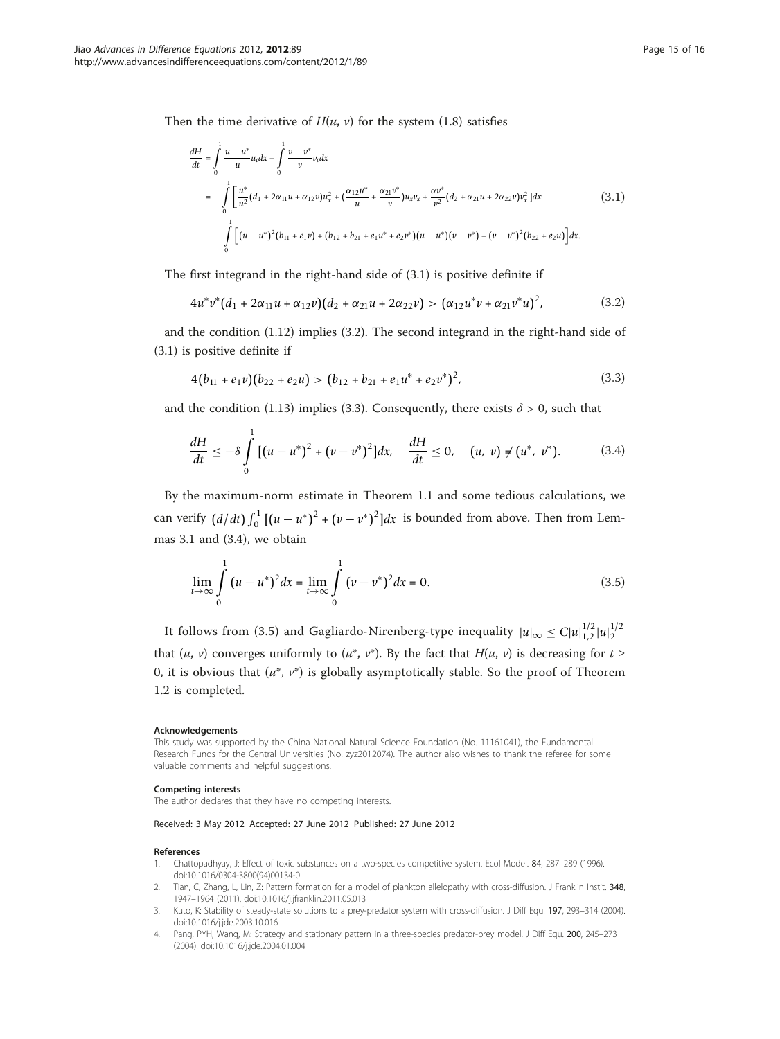Then the time derivative of $H(u, v)$ for the system (1.8) satisfies

$$
\begin{aligned}
\frac{dH}{dt} &= \int_0^1 \frac{u-u^*}{u} u_t dx + \int_0^1 \frac{v-v^*}{v} v_t dx \\
&= -\int_0^1 \left[ \frac{u^*}{u^2}(d_1 + 2\alpha_{11}u + \alpha_{12}v)u_x^2 + (\frac{\alpha_{12}u^*}{u} + \frac{\alpha_{21}v^*}{v})u_x v_x + \frac{\alpha v^*}{v^2}(d_2 + \alpha_{21}u + 2\alpha_{22}v)v_x^2 \right] dx \qquad (3.1) \\
&\quad - \int_0^1 \left[ (u-u^*)^2(b_{11} + e_1 v) + (b_{12} + b_{21} + e_1 u^* + e_2 v^*)(u-u^*)(v-v^*) + (v-v^*)^2(b_{22} + e_2 u) \right] dx.
\end{aligned}
$$

The first integrand in the right-hand side of (3.1) is positive definite if

$$4u^*v^*(d_1 + 2\alpha_{11}u + \alpha_{12}v)(d_2 + \alpha_{21}u + 2\alpha_{22}v) > (\alpha_{12}u^*v + \alpha_{21}v^*u)^2, \qquad (3.2)$$

and the condition (1.12) implies (3.2). The second integrand in the right-hand side of (3.1) is positive definite if

$$4(b_{11} + e_1 v)(b_{22} + e_2 u) > (b_{12} + b_{21} + e_1 u^* + e_2 v^*)^2, \qquad (3.3)$$

and the condition (1.13) implies (3.3). Consequently, there exists $\delta > 0$, such that

$$\frac{dH}{dt} \leq -\delta \int_0^1 [(u-u^*)^2 + (v-v^*)^2] dx, \quad \frac{dH}{dt} \leq 0, \quad (u, v) \neq (u^*, v^*). \qquad (3.4)$$

By the maximum-norm estimate in Theorem 1.1 and some tedious calculations, we can verify $(d/dt)\int_0^1 [(u-u^*)^2 + (v-v^*)^2]dx$ is bounded from above. Then from Lemmas 3.1 and (3.4), we obtain

$$\lim_{t\to\infty} \int_0^1 (u-u^*)^2 dx = \lim_{t\to\infty} \int_0^1 (v-v^*)^2 dx = 0. \qquad (3.5)$$

It follows from (3.5) and Gagliardo-Nirenberg-type inequality $|u|_\infty \leq C|u|_{1,2}^{1/2}|u|_2^{1/2}$ that $(u, v)$ converges uniformly to $(u^*, v^*)$. By the fact that $H(u, v)$ is decreasing for $t \geq 0$, it is obvious that $(u^*, v^*)$ is globally asymptotically stable. So the proof of Theorem 1.2 is completed.

#### Acknowledgements

This study was supported by the China National Natural Science Foundation (No. 11161041), the Fundamental Research Funds for the Central Universities (No. zyz2012074). The author also wishes to thank the referee for some valuable comments and helpful suggestions.

#### Competing interests

The author declares that they have no competing interests.

Received: 3 May 2012 Accepted: 27 June 2012 Published: 27 June 2012

#### References

1. Chattopadhyay, J: Effect of toxic substances on a two-species competitive system. Ecol Model. **84**, 287–289 (1996). doi:10.1016/0304-3800(94)00134-0
2. Tian, C, Zhang, L, Lin, Z: Pattern formation for a model of plankton allelopathy with cross-diffusion. J Franklin Instit. **348**, 1947–1964 (2011). doi:10.1016/j.jfranklin.2011.05.013
3. Kuto, K: Stability of steady-state solutions to a prey-predator system with cross-diffusion. J Diff Equ. **197**, 293–314 (2004). doi:10.1016/j.jde.2003.10.016
4. Pang, PYH, Wang, M: Strategy and stationary pattern in a three-species predator-prey model. J Diff Equ. **200**, 245–273 (2004). doi:10.1016/j.jde.2004.01.004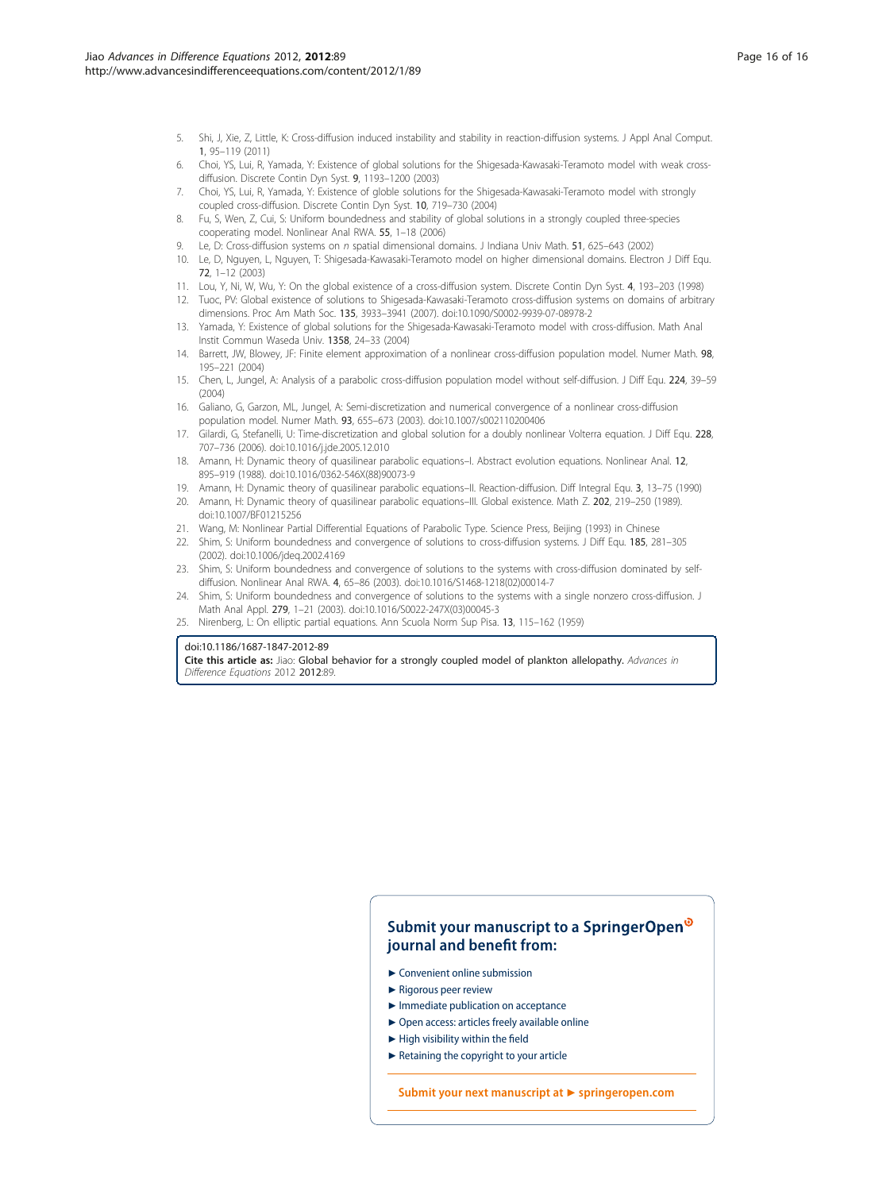5. Shi, J, Xie, Z, Little, K: Cross-diffusion induced instability and stability in reaction-diffusion systems. J Appl Anal Comput. **1**, 95–119 (2011)
6. Choi, YS, Lui, R, Yamada, Y: Existence of global solutions for the Shigesada-Kawasaki-Teramoto model with weak cross-diffusion. Discrete Contin Dyn Syst. **9**, 1193–1200 (2003)
7. Choi, YS, Lui, R, Yamada, Y: Existence of globle solutions for the Shigesada-Kawasaki-Teramoto model with strongly coupled cross-diffusion. Discrete Contin Dyn Syst. **10**, 719–730 (2004)
8. Fu, S, Wen, Z, Cui, S: Uniform boundedness and stability of global solutions in a strongly coupled three-species cooperating model. Nonlinear Anal RWA. **55**, 1–18 (2006)
9. Le, D: Cross-diffusion systems on *n* spatial dimensional domains. J Indiana Univ Math. **51**, 625–643 (2002)
10. Le, D, Nguyen, L, Nguyen, T: Shigesada-Kawasaki-Teramoto model on higher dimensional domains. Electron J Diff Equ. **72**, 1–12 (2003)
11. Lou, Y, Ni, W, Wu, Y: On the global existence of a cross-diffusion system. Discrete Contin Dyn Syst. **4**, 193–203 (1998)
12. Tuoc, PV: Global existence of solutions to Shigesada-Kawasaki-Teramoto cross-diffusion systems on domains of arbitrary dimensions. Proc Am Math Soc. **135**, 3933–3941 (2007). doi:10.1090/S0002-9939-07-08978-2
13. Yamada, Y: Existence of global solutions for the Shigesada-Kawasaki-Teramoto model with cross-diffusion. Math Anal Instit Commun Waseda Univ. **1358**, 24–33 (2004)
14. Barrett, JW, Blowey, JF: Finite element approximation of a nonlinear cross-diffusion population model. Numer Math. **98**, 195–221 (2004)
15. Chen, L, Jungel, A: Analysis of a parabolic cross-diffusion population model without self-diffusion. J Diff Equ. **224**, 39–59 (2004)
16. Galiano, G, Garzon, ML, Jungel, A: Semi-discretization and numerical convergence of a nonlinear cross-diffusion population model. Numer Math. **93**, 655–673 (2003). doi:10.1007/s002110200406
17. Gilardi, G, Stefanelli, U: Time-discretization and global solution for a doubly nonlinear Volterra equation. J Diff Equ. **228**, 707–736 (2006). doi:10.1016/j.jde.2005.12.010
18. Amann, H: Dynamic theory of quasilinear parabolic equations–I. Abstract evolution equations. Nonlinear Anal. **12**, 895–919 (1988). doi:10.1016/0362-546X(88)90073-9
19. Amann, H: Dynamic theory of quasilinear parabolic equations–II. Reaction-diffusion. Diff Integral Equ. **3**, 13–75 (1990)
20. Amann, H: Dynamic theory of quasilinear parabolic equations–III. Global existence. Math Z. **202**, 219–250 (1989). doi:10.1007/BF01215256
21. Wang, M: Nonlinear Partial Differential Equations of Parabolic Type. Science Press, Beijing (1993) in Chinese
22. Shim, S: Uniform boundedness and convergence of solutions to cross-diffusion systems. J Diff Equ. **185**, 281–305 (2002). doi:10.1006/jdeq.2002.4169
23. Shim, S: Uniform boundedness and convergence of solutions to the systems with cross-diffusion dominated by self-diffusion. Nonlinear Anal RWA. **4**, 65–86 (2003). doi:10.1016/S1468-1218(02)00014-7
24. Shim, S: Uniform boundedness and convergence of solutions to the systems with a single nonzero cross-diffusion. J Math Anal Appl. **279**, 1–21 (2003). doi:10.1016/S0022-247X(03)00045-3
25. Nirenberg, L: On elliptic partial equations. Ann Scuola Norm Sup Pisa. **13**, 115–162 (1959)

doi:10.1186/1687-1847-2012-89

**Cite this article as:** Jiao: Global behavior for a strongly coupled model of plankton allelopathy. *Advances in Difference Equations* 2012 **2012**:89.

**Submit your manuscript to a SpringerOpen journal and benefit from:**

- ► Convenient online submission
- ► Rigorous peer review
- ► Immediate publication on acceptance
- ► Open access: articles freely available online
- ► High visibility within the field
- ► Retaining the copyright to your article

**Submit your next manuscript at ► springeropen.com**